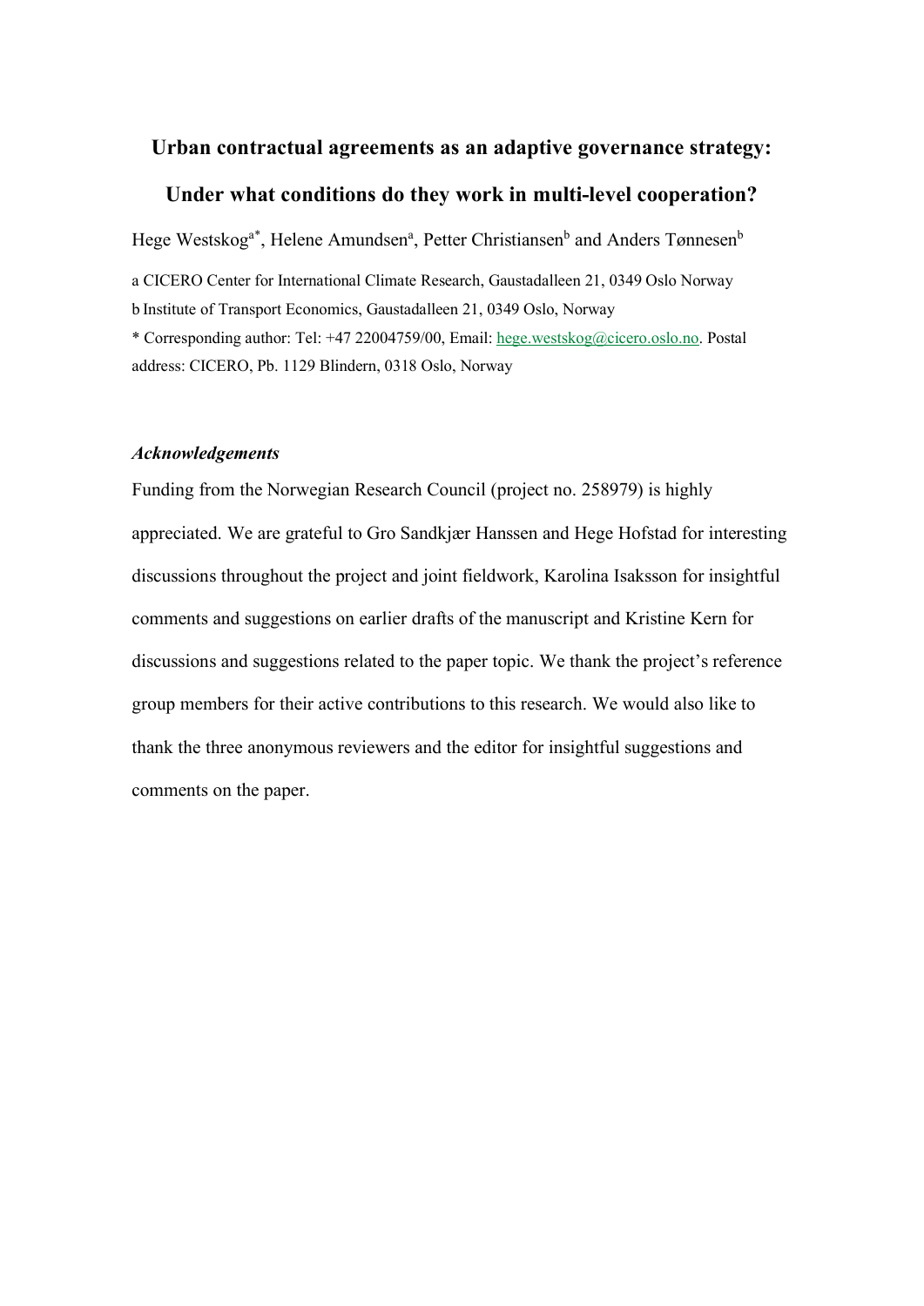# Urban contractual agreements as an adaptive governance strategy: Under what conditions do they work in multi-level cooperation?

Hege Westskog[a*], Helene Amundsen[a], Petter Christiansen[b] and Anders Tønnesen[b]

a CICERO Center for International Climate Research, Gaustadalleen 21, 0349 Oslo Norway
b Institute of Transport Economics, Gaustadalleen 21, 0349 Oslo, Norway
* Corresponding author: Tel: +47 22004759/00, Email: hege.westskog@cicero.oslo.no. Postal address: CICERO, Pb. 1129 Blindern, 0318 Oslo, Norway

### *Acknowledgements*

Funding from the Norwegian Research Council (project no. 258979) is highly appreciated. We are grateful to Gro Sandkjær Hanssen and Hege Hofstad for interesting discussions throughout the project and joint fieldwork, Karolina Isaksson for insightful comments and suggestions on earlier drafts of the manuscript and Kristine Kern for discussions and suggestions related to the paper topic. We thank the project's reference group members for their active contributions to this research. We would also like to thank the three anonymous reviewers and the editor for insightful suggestions and comments on the paper.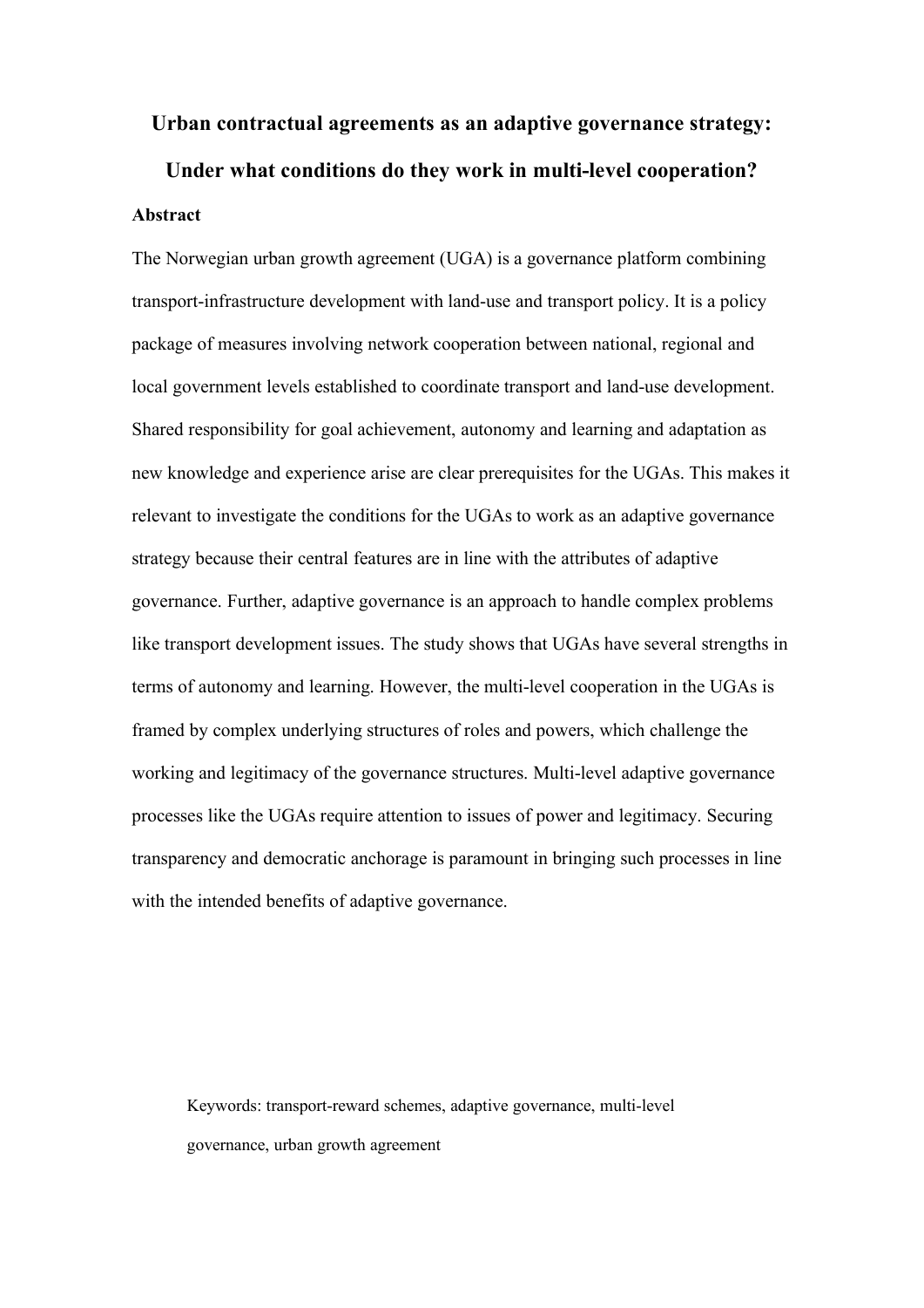# Urban contractual agreements as an adaptive governance strategy: Under what conditions do they work in multi-level cooperation?

## Abstract

The Norwegian urban growth agreement (UGA) is a governance platform combining transport-infrastructure development with land-use and transport policy. It is a policy package of measures involving network cooperation between national, regional and local government levels established to coordinate transport and land-use development. Shared responsibility for goal achievement, autonomy and learning and adaptation as new knowledge and experience arise are clear prerequisites for the UGAs. This makes it relevant to investigate the conditions for the UGAs to work as an adaptive governance strategy because their central features are in line with the attributes of adaptive governance. Further, adaptive governance is an approach to handle complex problems like transport development issues. The study shows that UGAs have several strengths in terms of autonomy and learning. However, the multi-level cooperation in the UGAs is framed by complex underlying structures of roles and powers, which challenge the working and legitimacy of the governance structures. Multi-level adaptive governance processes like the UGAs require attention to issues of power and legitimacy. Securing transparency and democratic anchorage is paramount in bringing such processes in line with the intended benefits of adaptive governance.

Keywords: transport-reward schemes, adaptive governance, multi-level governance, urban growth agreement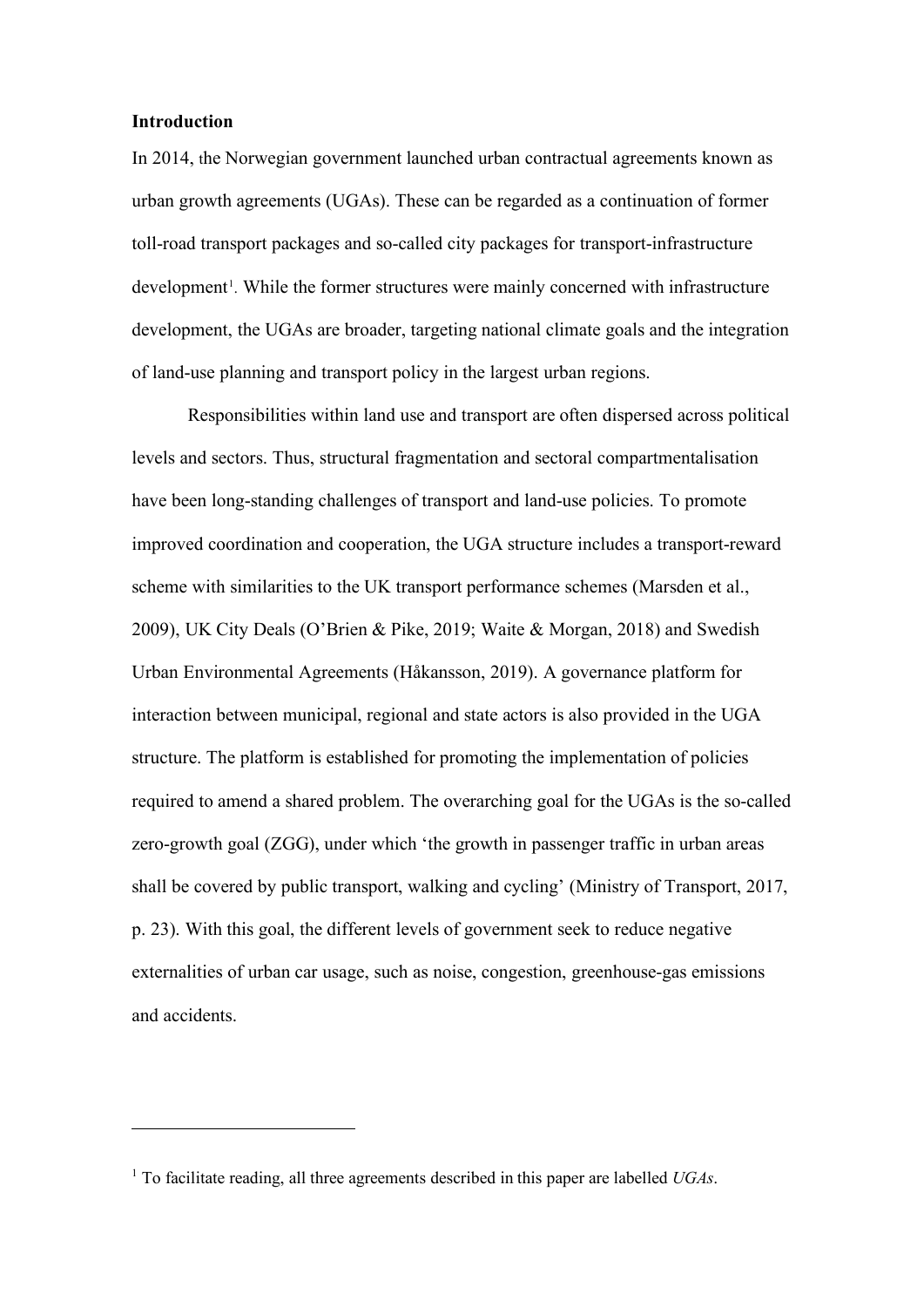**Introduction**

In 2014, the Norwegian government launched urban contractual agreements known as urban growth agreements (UGAs). These can be regarded as a continuation of former toll-road transport packages and so-called city packages for transport-infrastructure development[1]. While the former structures were mainly concerned with infrastructure development, the UGAs are broader, targeting national climate goals and the integration of land-use planning and transport policy in the largest urban regions.

Responsibilities within land use and transport are often dispersed across political levels and sectors. Thus, structural fragmentation and sectoral compartmentalisation have been long-standing challenges of transport and land-use policies. To promote improved coordination and cooperation, the UGA structure includes a transport-reward scheme with similarities to the UK transport performance schemes (Marsden et al., 2009), UK City Deals (O'Brien & Pike, 2019; Waite & Morgan, 2018) and Swedish Urban Environmental Agreements (Håkansson, 2019). A governance platform for interaction between municipal, regional and state actors is also provided in the UGA structure. The platform is established for promoting the implementation of policies required to amend a shared problem. The overarching goal for the UGAs is the so-called zero-growth goal (ZGG), under which 'the growth in passenger traffic in urban areas shall be covered by public transport, walking and cycling' (Ministry of Transport, 2017, p. 23). With this goal, the different levels of government seek to reduce negative externalities of urban car usage, such as noise, congestion, greenhouse-gas emissions and accidents.

[1] To facilitate reading, all three agreements described in this paper are labelled *UGAs*.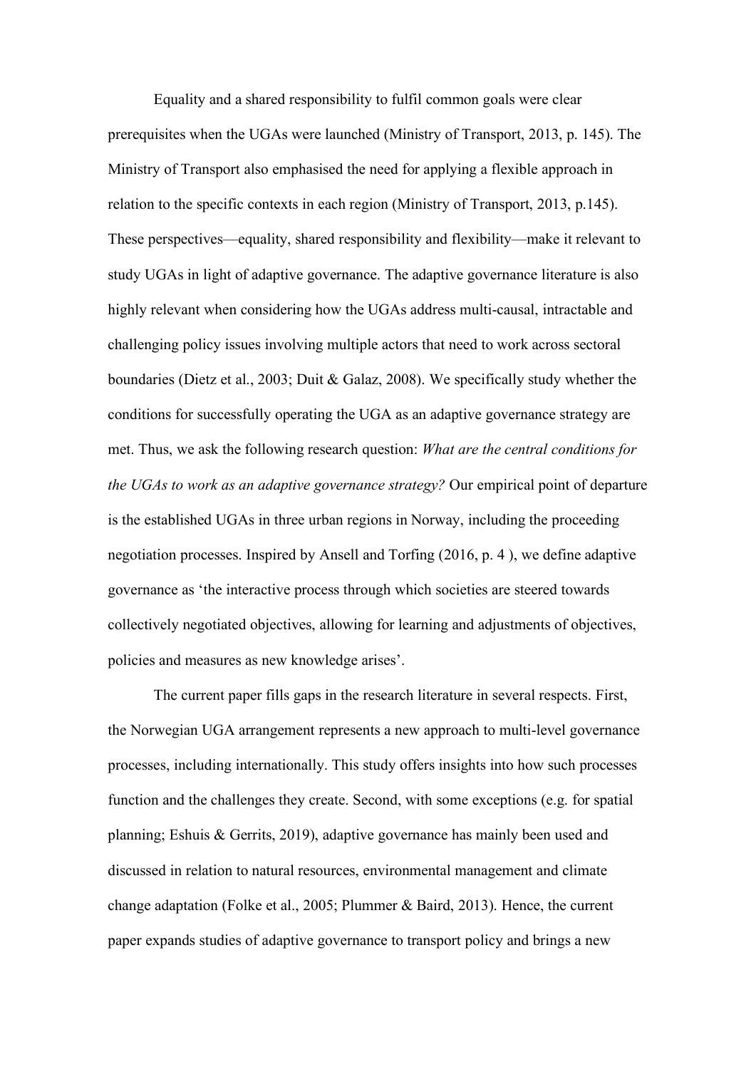Equality and a shared responsibility to fulfil common goals were clear prerequisites when the UGAs were launched (Ministry of Transport, 2013, p. 145). The Ministry of Transport also emphasised the need for applying a flexible approach in relation to the specific contexts in each region (Ministry of Transport, 2013, p.145). These perspectives—equality, shared responsibility and flexibility—make it relevant to study UGAs in light of adaptive governance. The adaptive governance literature is also highly relevant when considering how the UGAs address multi-causal, intractable and challenging policy issues involving multiple actors that need to work across sectoral boundaries (Dietz et al., 2003; Duit & Galaz, 2008). We specifically study whether the conditions for successfully operating the UGA as an adaptive governance strategy are met. Thus, we ask the following research question: *What are the central conditions for the UGAs to work as an adaptive governance strategy?* Our empirical point of departure is the established UGAs in three urban regions in Norway, including the proceeding negotiation processes. Inspired by Ansell and Torfing (2016, p. 4 ), we define adaptive governance as 'the interactive process through which societies are steered towards collectively negotiated objectives, allowing for learning and adjustments of objectives, policies and measures as new knowledge arises'.

The current paper fills gaps in the research literature in several respects. First, the Norwegian UGA arrangement represents a new approach to multi-level governance processes, including internationally. This study offers insights into how such processes function and the challenges they create. Second, with some exceptions (e.g. for spatial planning; Eshuis & Gerrits, 2019), adaptive governance has mainly been used and discussed in relation to natural resources, environmental management and climate change adaptation (Folke et al., 2005; Plummer & Baird, 2013). Hence, the current paper expands studies of adaptive governance to transport policy and brings a new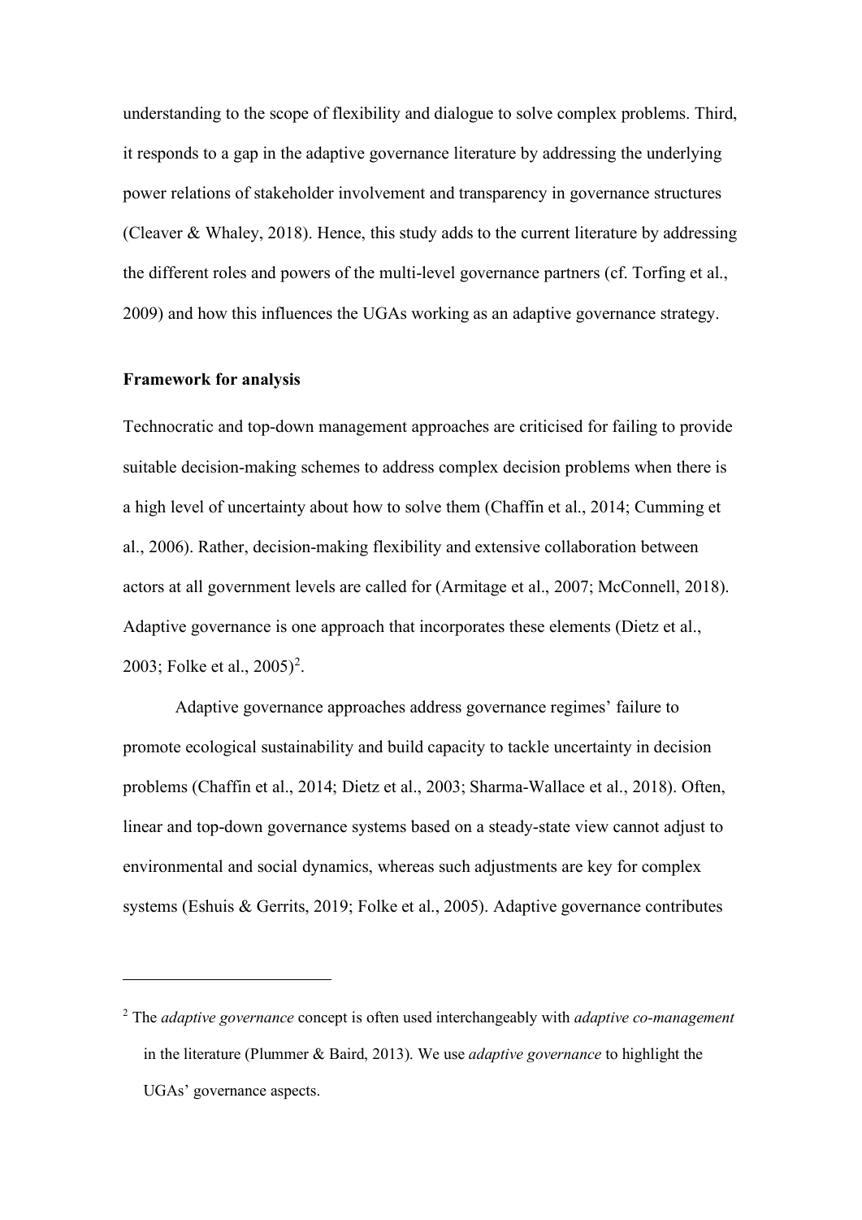understanding to the scope of flexibility and dialogue to solve complex problems. Third, it responds to a gap in the adaptive governance literature by addressing the underlying power relations of stakeholder involvement and transparency in governance structures (Cleaver & Whaley, 2018). Hence, this study adds to the current literature by addressing the different roles and powers of the multi-level governance partners (cf. Torfing et al., 2009) and how this influences the UGAs working as an adaptive governance strategy.

**Framework for analysis**

Technocratic and top-down management approaches are criticised for failing to provide suitable decision-making schemes to address complex decision problems when there is a high level of uncertainty about how to solve them (Chaffin et al., 2014; Cumming et al., 2006). Rather, decision-making flexibility and extensive collaboration between actors at all government levels are called for (Armitage et al., 2007; McConnell, 2018). Adaptive governance is one approach that incorporates these elements (Dietz et al., 2003; Folke et al., 2005)[2].

Adaptive governance approaches address governance regimes' failure to promote ecological sustainability and build capacity to tackle uncertainty in decision problems (Chaffin et al., 2014; Dietz et al., 2003; Sharma-Wallace et al., 2018). Often, linear and top-down governance systems based on a steady-state view cannot adjust to environmental and social dynamics, whereas such adjustments are key for complex systems (Eshuis & Gerrits, 2019; Folke et al., 2005). Adaptive governance contributes

---

[2] The *adaptive governance* concept is often used interchangeably with *adaptive co-management* in the literature (Plummer & Baird, 2013). We use *adaptive governance* to highlight the UGAs' governance aspects.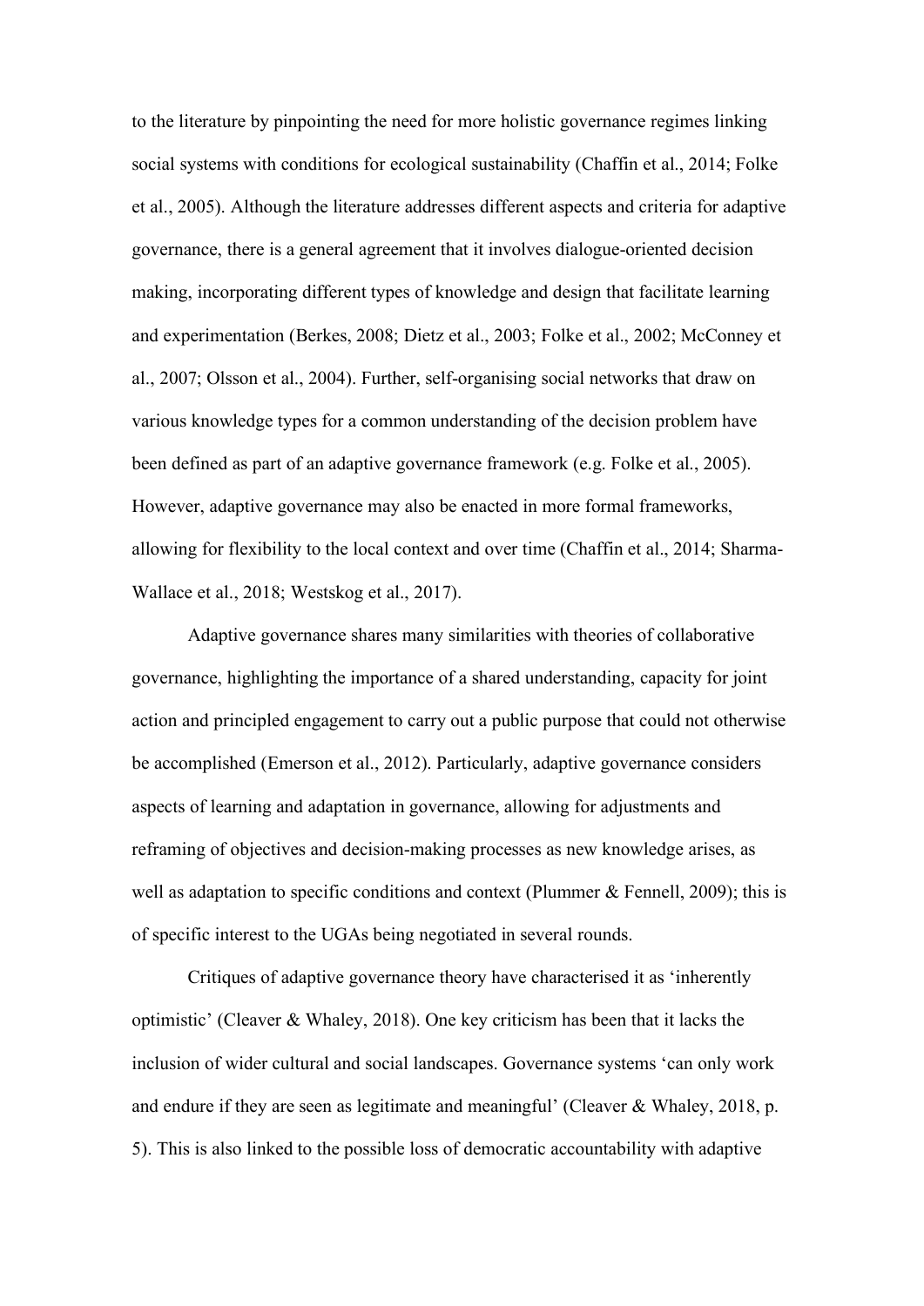to the literature by pinpointing the need for more holistic governance regimes linking social systems with conditions for ecological sustainability (Chaffin et al., 2014; Folke et al., 2005). Although the literature addresses different aspects and criteria for adaptive governance, there is a general agreement that it involves dialogue-oriented decision making, incorporating different types of knowledge and design that facilitate learning and experimentation (Berkes, 2008; Dietz et al., 2003; Folke et al., 2002; McConney et al., 2007; Olsson et al., 2004). Further, self-organising social networks that draw on various knowledge types for a common understanding of the decision problem have been defined as part of an adaptive governance framework (e.g. Folke et al., 2005). However, adaptive governance may also be enacted in more formal frameworks, allowing for flexibility to the local context and over time (Chaffin et al., 2014; Sharma-Wallace et al., 2018; Westskog et al., 2017).

Adaptive governance shares many similarities with theories of collaborative governance, highlighting the importance of a shared understanding, capacity for joint action and principled engagement to carry out a public purpose that could not otherwise be accomplished (Emerson et al., 2012). Particularly, adaptive governance considers aspects of learning and adaptation in governance, allowing for adjustments and reframing of objectives and decision-making processes as new knowledge arises, as well as adaptation to specific conditions and context (Plummer & Fennell, 2009); this is of specific interest to the UGAs being negotiated in several rounds.

Critiques of adaptive governance theory have characterised it as 'inherently optimistic' (Cleaver & Whaley, 2018). One key criticism has been that it lacks the inclusion of wider cultural and social landscapes. Governance systems 'can only work and endure if they are seen as legitimate and meaningful' (Cleaver & Whaley, 2018, p. 5). This is also linked to the possible loss of democratic accountability with adaptive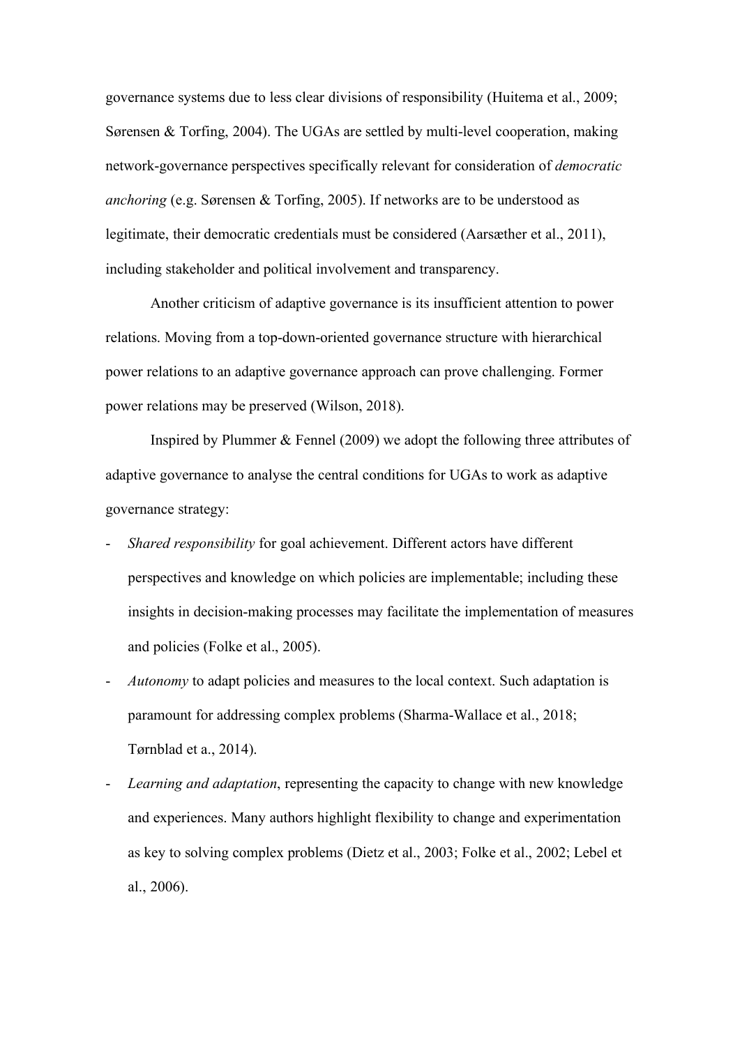governance systems due to less clear divisions of responsibility (Huitema et al., 2009; Sørensen & Torfing, 2004). The UGAs are settled by multi-level cooperation, making network-governance perspectives specifically relevant for consideration of *democratic anchoring* (e.g. Sørensen & Torfing, 2005). If networks are to be understood as legitimate, their democratic credentials must be considered (Aarsæther et al., 2011), including stakeholder and political involvement and transparency.

Another criticism of adaptive governance is its insufficient attention to power relations. Moving from a top-down-oriented governance structure with hierarchical power relations to an adaptive governance approach can prove challenging. Former power relations may be preserved (Wilson, 2018).

Inspired by Plummer & Fennel (2009) we adopt the following three attributes of adaptive governance to analyse the central conditions for UGAs to work as adaptive governance strategy:

- *Shared responsibility* for goal achievement. Different actors have different perspectives and knowledge on which policies are implementable; including these insights in decision-making processes may facilitate the implementation of measures and policies (Folke et al., 2005).
- *Autonomy* to adapt policies and measures to the local context. Such adaptation is paramount for addressing complex problems (Sharma-Wallace et al., 2018; Tørnblad et a., 2014).
- *Learning and adaptation*, representing the capacity to change with new knowledge and experiences. Many authors highlight flexibility to change and experimentation as key to solving complex problems (Dietz et al., 2003; Folke et al., 2002; Lebel et al., 2006).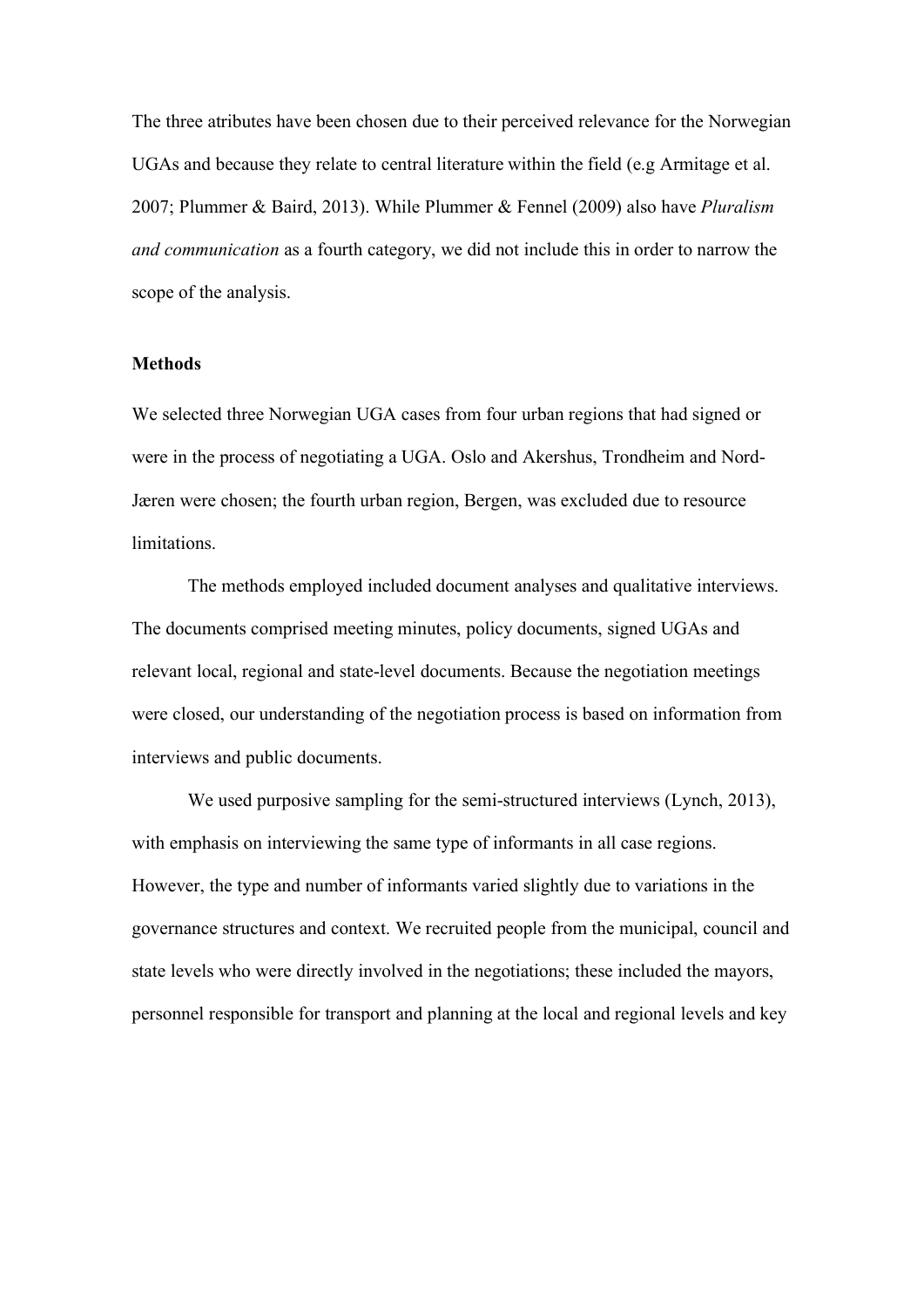The three atributes have been chosen due to their perceived relevance for the Norwegian UGAs and because they relate to central literature within the field (e.g Armitage et al. 2007; Plummer & Baird, 2013). While Plummer & Fennel (2009) also have *Pluralism and communication* as a fourth category, we did not include this in order to narrow the scope of the analysis.

**Methods**

We selected three Norwegian UGA cases from four urban regions that had signed or were in the process of negotiating a UGA. Oslo and Akershus, Trondheim and Nord-Jæren were chosen; the fourth urban region, Bergen, was excluded due to resource limitations.

The methods employed included document analyses and qualitative interviews. The documents comprised meeting minutes, policy documents, signed UGAs and relevant local, regional and state-level documents. Because the negotiation meetings were closed, our understanding of the negotiation process is based on information from interviews and public documents.

We used purposive sampling for the semi-structured interviews (Lynch, 2013), with emphasis on interviewing the same type of informants in all case regions. However, the type and number of informants varied slightly due to variations in the governance structures and context. We recruited people from the municipal, council and state levels who were directly involved in the negotiations; these included the mayors, personnel responsible for transport and planning at the local and regional levels and key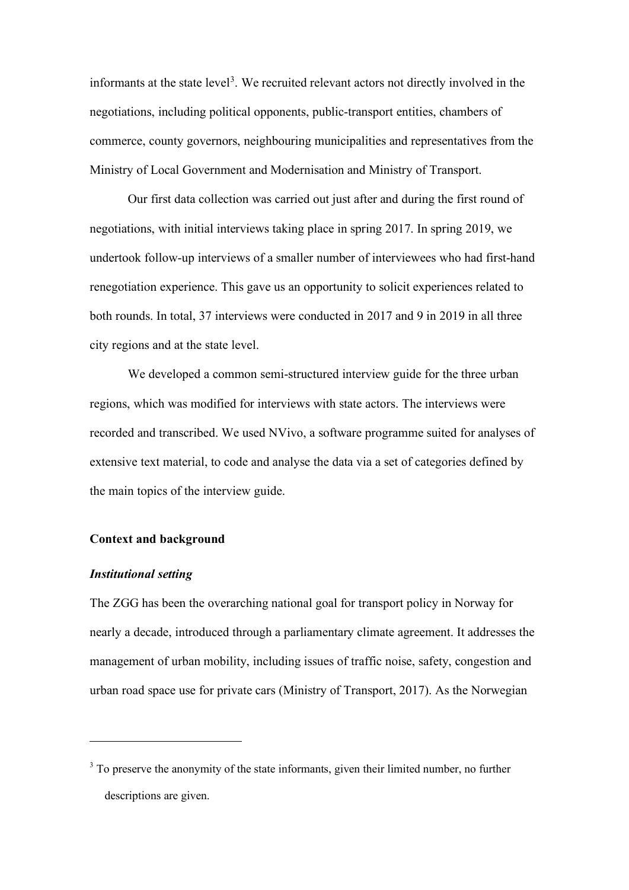informants at the state level[3]. We recruited relevant actors not directly involved in the negotiations, including political opponents, public-transport entities, chambers of commerce, county governors, neighbouring municipalities and representatives from the Ministry of Local Government and Modernisation and Ministry of Transport.

Our first data collection was carried out just after and during the first round of negotiations, with initial interviews taking place in spring 2017. In spring 2019, we undertook follow-up interviews of a smaller number of interviewees who had first-hand renegotiation experience. This gave us an opportunity to solicit experiences related to both rounds. In total, 37 interviews were conducted in 2017 and 9 in 2019 in all three city regions and at the state level.

We developed a common semi-structured interview guide for the three urban regions, which was modified for interviews with state actors. The interviews were recorded and transcribed. We used NVivo, a software programme suited for analyses of extensive text material, to code and analyse the data via a set of categories defined by the main topics of the interview guide.

## Context and background

### *Institutional setting*

The ZGG has been the overarching national goal for transport policy in Norway for nearly a decade, introduced through a parliamentary climate agreement. It addresses the management of urban mobility, including issues of traffic noise, safety, congestion and urban road space use for private cars (Ministry of Transport, 2017). As the Norwegian

---

[3] To preserve the anonymity of the state informants, given their limited number, no further descriptions are given.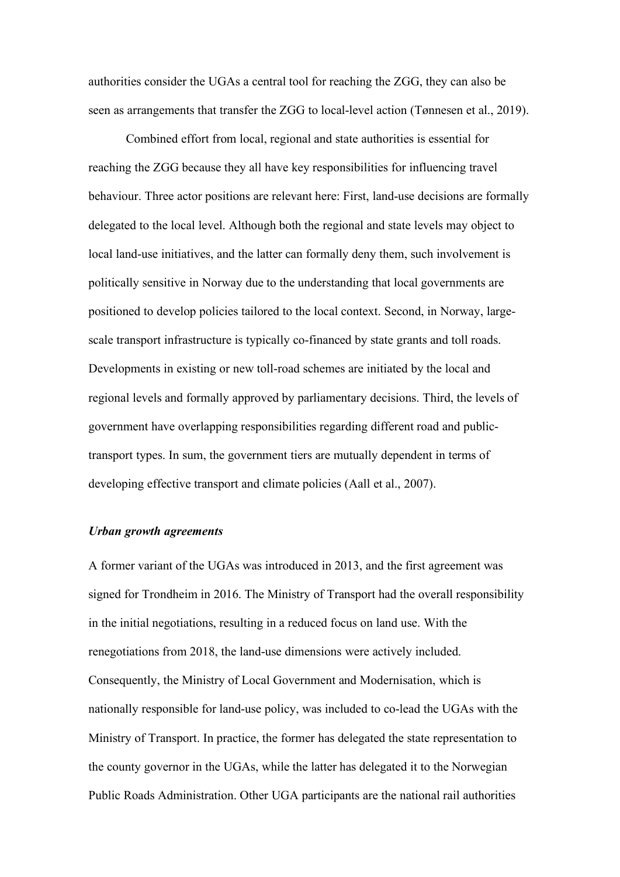authorities consider the UGAs a central tool for reaching the ZGG, they can also be seen as arrangements that transfer the ZGG to local-level action (Tønnesen et al., 2019).

Combined effort from local, regional and state authorities is essential for reaching the ZGG because they all have key responsibilities for influencing travel behaviour. Three actor positions are relevant here: First, land-use decisions are formally delegated to the local level. Although both the regional and state levels may object to local land-use initiatives, and the latter can formally deny them, such involvement is politically sensitive in Norway due to the understanding that local governments are positioned to develop policies tailored to the local context. Second, in Norway, large-scale transport infrastructure is typically co-financed by state grants and toll roads. Developments in existing or new toll-road schemes are initiated by the local and regional levels and formally approved by parliamentary decisions. Third, the levels of government have overlapping responsibilities regarding different road and public-transport types. In sum, the government tiers are mutually dependent in terms of developing effective transport and climate policies (Aall et al., 2007).

### *Urban growth agreements*

A former variant of the UGAs was introduced in 2013, and the first agreement was signed for Trondheim in 2016. The Ministry of Transport had the overall responsibility in the initial negotiations, resulting in a reduced focus on land use. With the renegotiations from 2018, the land-use dimensions were actively included. Consequently, the Ministry of Local Government and Modernisation, which is nationally responsible for land-use policy, was included to co-lead the UGAs with the Ministry of Transport. In practice, the former has delegated the state representation to the county governor in the UGAs, while the latter has delegated it to the Norwegian Public Roads Administration. Other UGA participants are the national rail authorities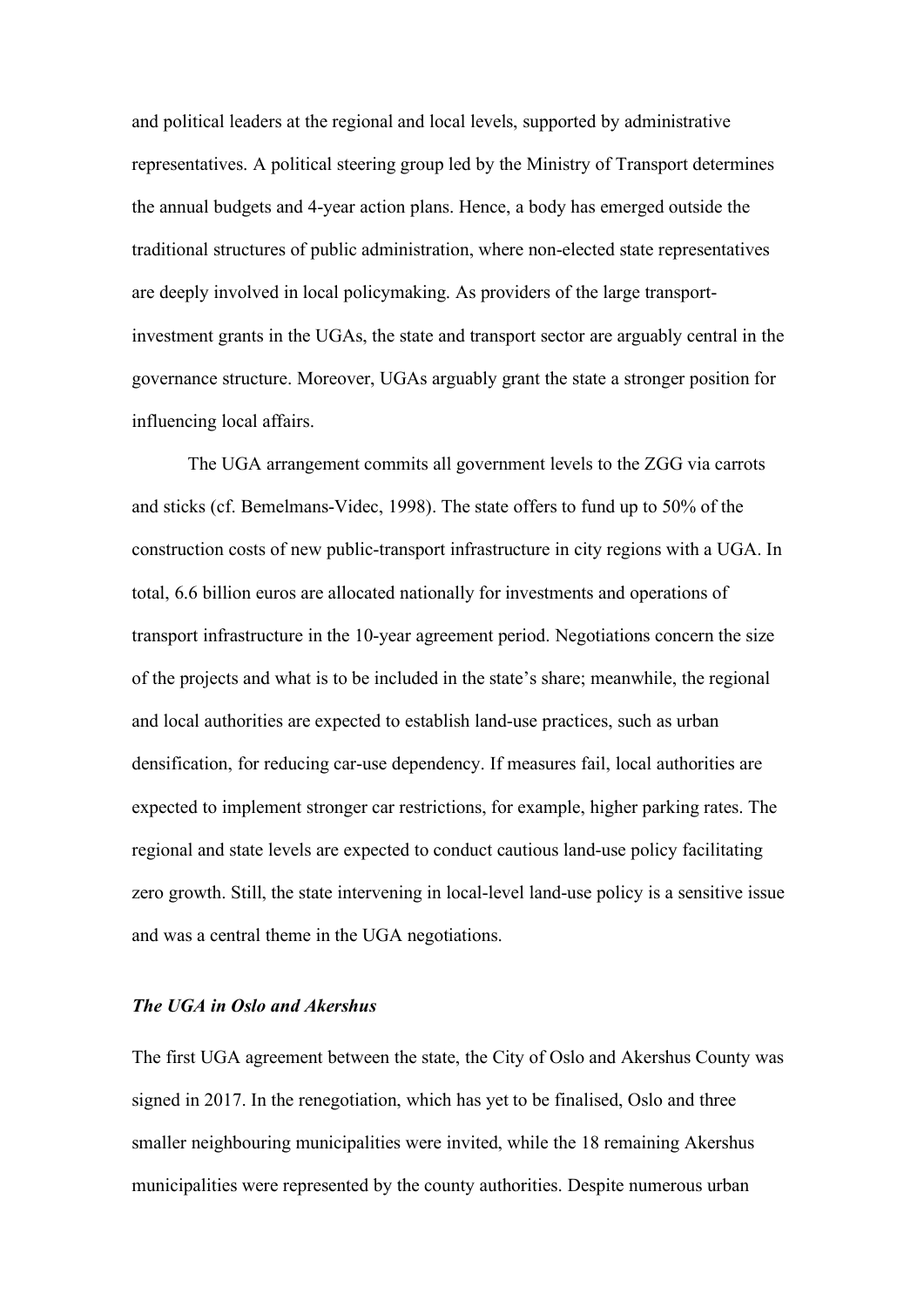and political leaders at the regional and local levels, supported by administrative representatives. A political steering group led by the Ministry of Transport determines the annual budgets and 4-year action plans. Hence, a body has emerged outside the traditional structures of public administration, where non-elected state representatives are deeply involved in local policymaking. As providers of the large transport-investment grants in the UGAs, the state and transport sector are arguably central in the governance structure. Moreover, UGAs arguably grant the state a stronger position for influencing local affairs.

The UGA arrangement commits all government levels to the ZGG via carrots and sticks (cf. Bemelmans-Videc, 1998). The state offers to fund up to 50% of the construction costs of new public-transport infrastructure in city regions with a UGA. In total, 6.6 billion euros are allocated nationally for investments and operations of transport infrastructure in the 10-year agreement period. Negotiations concern the size of the projects and what is to be included in the state's share; meanwhile, the regional and local authorities are expected to establish land-use practices, such as urban densification, for reducing car-use dependency. If measures fail, local authorities are expected to implement stronger car restrictions, for example, higher parking rates. The regional and state levels are expected to conduct cautious land-use policy facilitating zero growth. Still, the state intervening in local-level land-use policy is a sensitive issue and was a central theme in the UGA negotiations.

### *The UGA in Oslo and Akershus*

The first UGA agreement between the state, the City of Oslo and Akershus County was signed in 2017. In the renegotiation, which has yet to be finalised, Oslo and three smaller neighbouring municipalities were invited, while the 18 remaining Akershus municipalities were represented by the county authorities. Despite numerous urban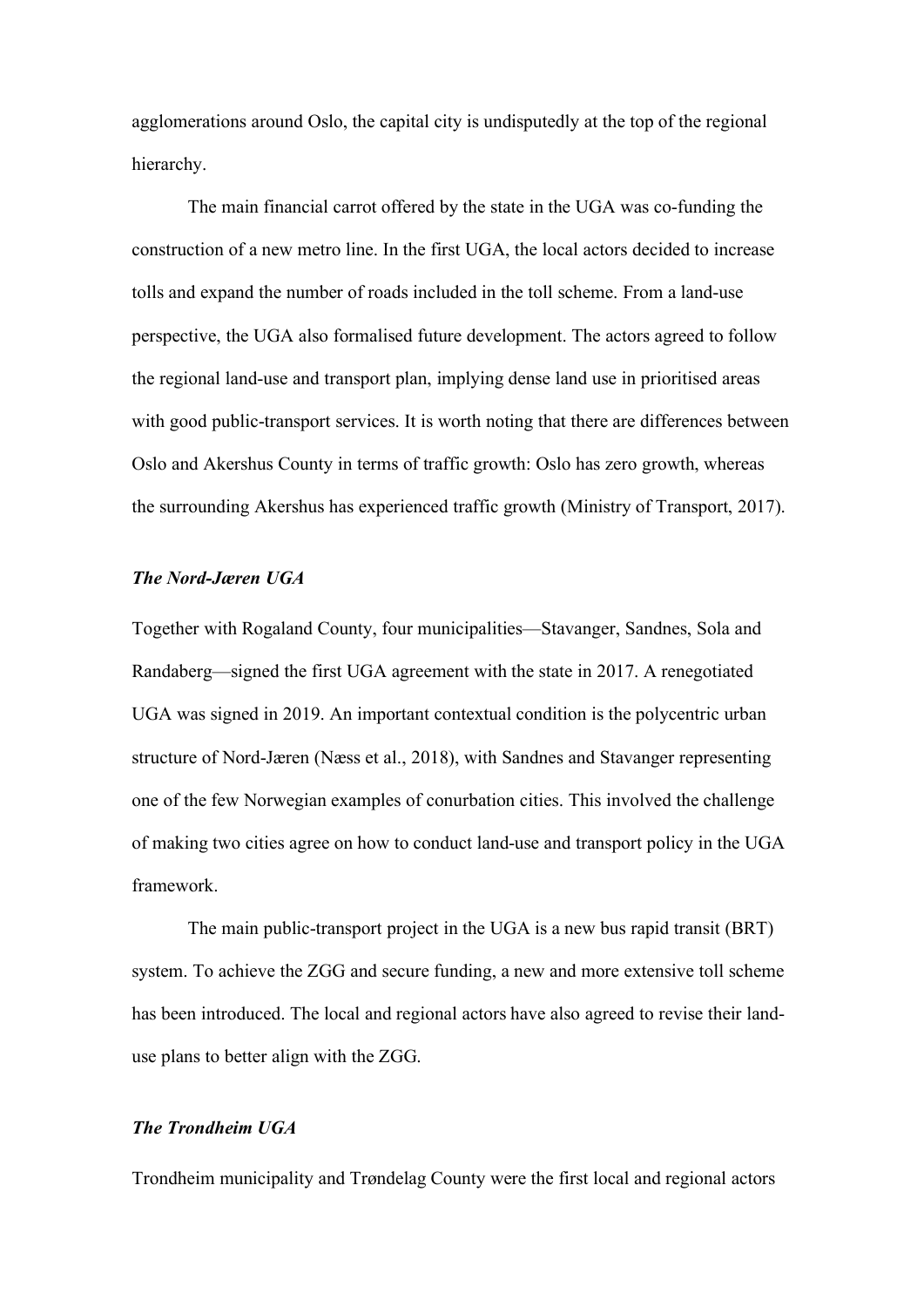agglomerations around Oslo, the capital city is undisputedly at the top of the regional hierarchy.

The main financial carrot offered by the state in the UGA was co-funding the construction of a new metro line. In the first UGA, the local actors decided to increase tolls and expand the number of roads included in the toll scheme. From a land-use perspective, the UGA also formalised future development. The actors agreed to follow the regional land-use and transport plan, implying dense land use in prioritised areas with good public-transport services. It is worth noting that there are differences between Oslo and Akershus County in terms of traffic growth: Oslo has zero growth, whereas the surrounding Akershus has experienced traffic growth (Ministry of Transport, 2017).

### *The Nord-Jæren UGA*

Together with Rogaland County, four municipalities—Stavanger, Sandnes, Sola and Randaberg—signed the first UGA agreement with the state in 2017. A renegotiated UGA was signed in 2019. An important contextual condition is the polycentric urban structure of Nord-Jæren (Næss et al., 2018), with Sandnes and Stavanger representing one of the few Norwegian examples of conurbation cities. This involved the challenge of making two cities agree on how to conduct land-use and transport policy in the UGA framework.

The main public-transport project in the UGA is a new bus rapid transit (BRT) system. To achieve the ZGG and secure funding, a new and more extensive toll scheme has been introduced. The local and regional actors have also agreed to revise their land-use plans to better align with the ZGG.

### *The Trondheim UGA*

Trondheim municipality and Trøndelag County were the first local and regional actors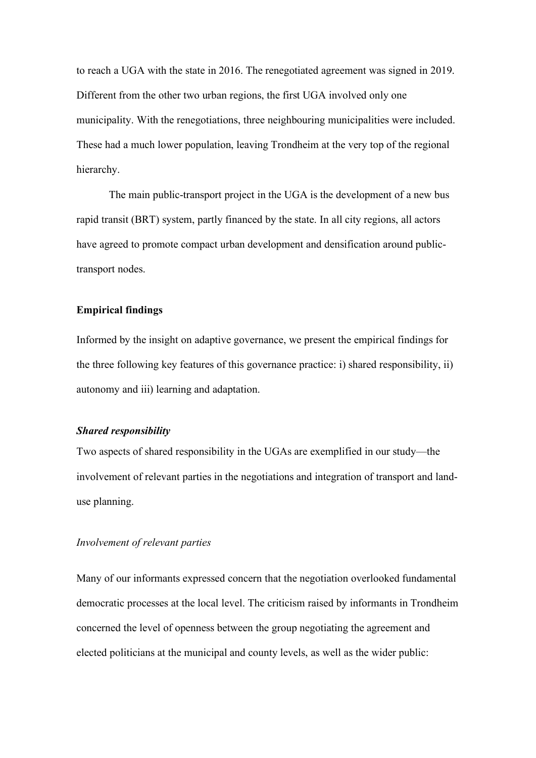to reach a UGA with the state in 2016. The renegotiated agreement was signed in 2019. Different from the other two urban regions, the first UGA involved only one municipality. With the renegotiations, three neighbouring municipalities were included. These had a much lower population, leaving Trondheim at the very top of the regional hierarchy.

The main public-transport project in the UGA is the development of a new bus rapid transit (BRT) system, partly financed by the state. In all city regions, all actors have agreed to promote compact urban development and densification around public-transport nodes.

## Empirical findings

Informed by the insight on adaptive governance, we present the empirical findings for the three following key features of this governance practice: i) shared responsibility, ii) autonomy and iii) learning and adaptation.

### *Shared responsibility*

Two aspects of shared responsibility in the UGAs are exemplified in our study—the involvement of relevant parties in the negotiations and integration of transport and land-use planning.

#### *Involvement of relevant parties*

Many of our informants expressed concern that the negotiation overlooked fundamental democratic processes at the local level. The criticism raised by informants in Trondheim concerned the level of openness between the group negotiating the agreement and elected politicians at the municipal and county levels, as well as the wider public: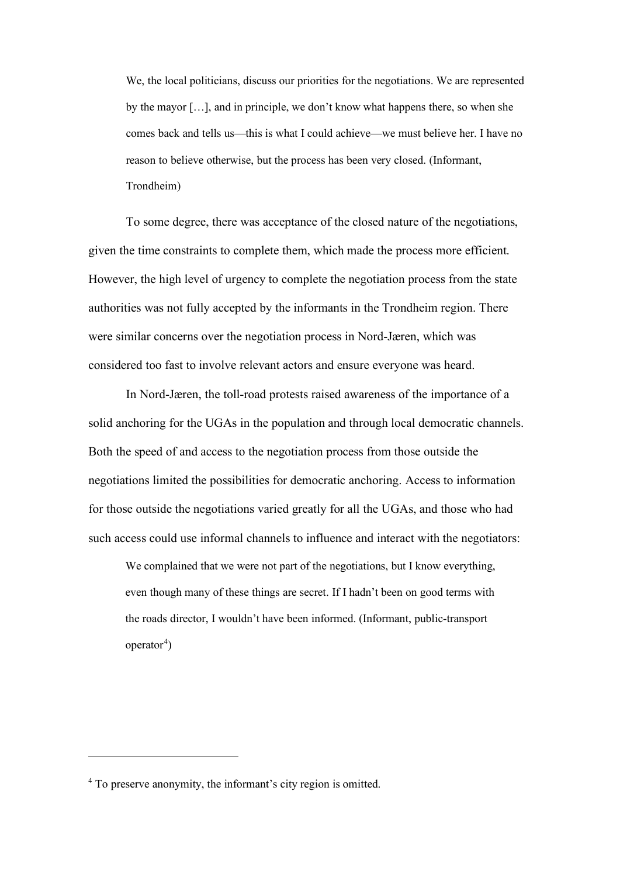> We, the local politicians, discuss our priorities for the negotiations. We are represented by the mayor […], and in principle, we don't know what happens there, so when she comes back and tells us—this is what I could achieve—we must believe her. I have no reason to believe otherwise, but the process has been very closed. (Informant, Trondheim)

To some degree, there was acceptance of the closed nature of the negotiations, given the time constraints to complete them, which made the process more efficient. However, the high level of urgency to complete the negotiation process from the state authorities was not fully accepted by the informants in the Trondheim region. There were similar concerns over the negotiation process in Nord-Jæren, which was considered too fast to involve relevant actors and ensure everyone was heard.

In Nord-Jæren, the toll-road protests raised awareness of the importance of a solid anchoring for the UGAs in the population and through local democratic channels. Both the speed of and access to the negotiation process from those outside the negotiations limited the possibilities for democratic anchoring. Access to information for those outside the negotiations varied greatly for all the UGAs, and those who had such access could use informal channels to influence and interact with the negotiators:

> We complained that we were not part of the negotiations, but I know everything, even though many of these things are secret. If I hadn't been on good terms with the roads director, I wouldn't have been informed. (Informant, public-transport operator[4])

[4] To preserve anonymity, the informant's city region is omitted.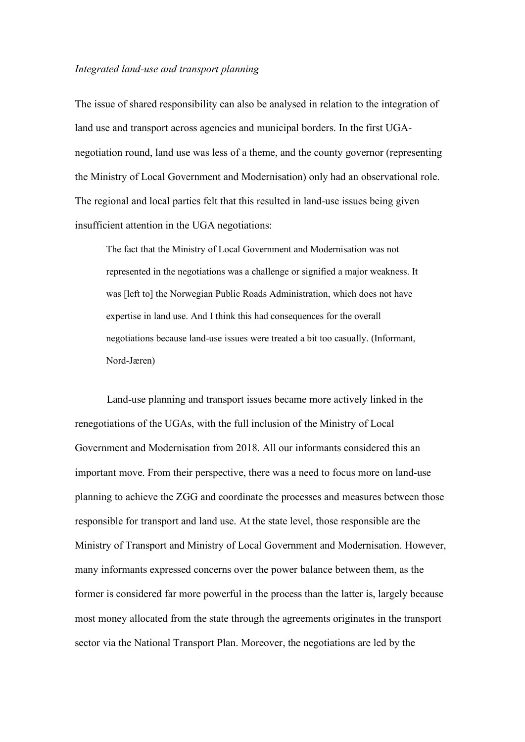*Integrated land-use and transport planning*

The issue of shared responsibility can also be analysed in relation to the integration of land use and transport across agencies and municipal borders. In the first UGA-negotiation round, land use was less of a theme, and the county governor (representing the Ministry of Local Government and Modernisation) only had an observational role. The regional and local parties felt that this resulted in land-use issues being given insufficient attention in the UGA negotiations:

> The fact that the Ministry of Local Government and Modernisation was not represented in the negotiations was a challenge or signified a major weakness. It was [left to] the Norwegian Public Roads Administration, which does not have expertise in land use. And I think this had consequences for the overall negotiations because land-use issues were treated a bit too casually. (Informant, Nord-Jæren)

Land-use planning and transport issues became more actively linked in the renegotiations of the UGAs, with the full inclusion of the Ministry of Local Government and Modernisation from 2018. All our informants considered this an important move. From their perspective, there was a need to focus more on land-use planning to achieve the ZGG and coordinate the processes and measures between those responsible for transport and land use. At the state level, those responsible are the Ministry of Transport and Ministry of Local Government and Modernisation. However, many informants expressed concerns over the power balance between them, as the former is considered far more powerful in the process than the latter is, largely because most money allocated from the state through the agreements originates in the transport sector via the National Transport Plan. Moreover, the negotiations are led by the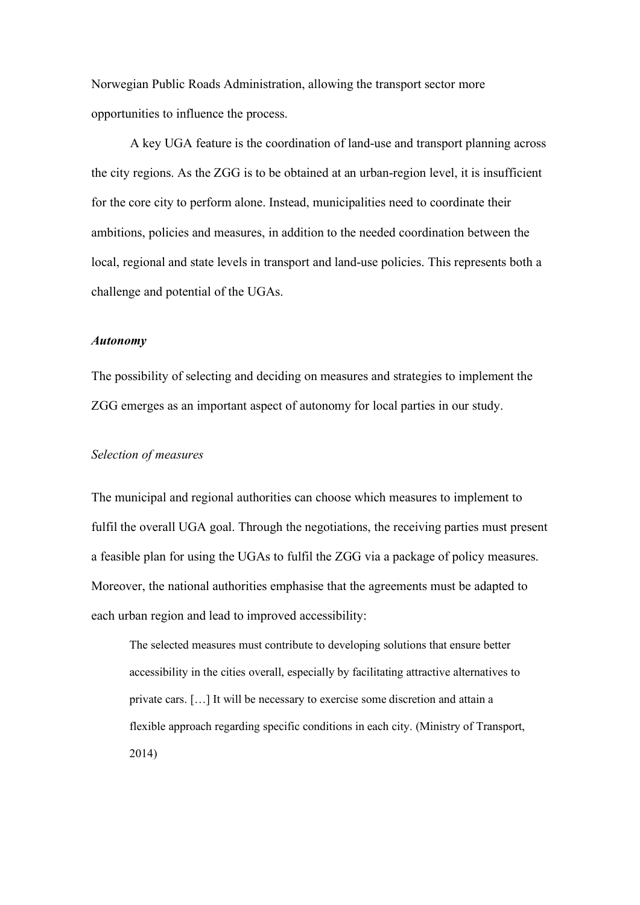Norwegian Public Roads Administration, allowing the transport sector more opportunities to influence the process.

A key UGA feature is the coordination of land-use and transport planning across the city regions. As the ZGG is to be obtained at an urban-region level, it is insufficient for the core city to perform alone. Instead, municipalities need to coordinate their ambitions, policies and measures, in addition to the needed coordination between the local, regional and state levels in transport and land-use policies. This represents both a challenge and potential of the UGAs.

### ***Autonomy***

The possibility of selecting and deciding on measures and strategies to implement the ZGG emerges as an important aspect of autonomy for local parties in our study.

#### *Selection of measures*

The municipal and regional authorities can choose which measures to implement to fulfil the overall UGA goal. Through the negotiations, the receiving parties must present a feasible plan for using the UGAs to fulfil the ZGG via a package of policy measures. Moreover, the national authorities emphasise that the agreements must be adapted to each urban region and lead to improved accessibility:

> The selected measures must contribute to developing solutions that ensure better accessibility in the cities overall, especially by facilitating attractive alternatives to private cars. […] It will be necessary to exercise some discretion and attain a flexible approach regarding specific conditions in each city. (Ministry of Transport, 2014)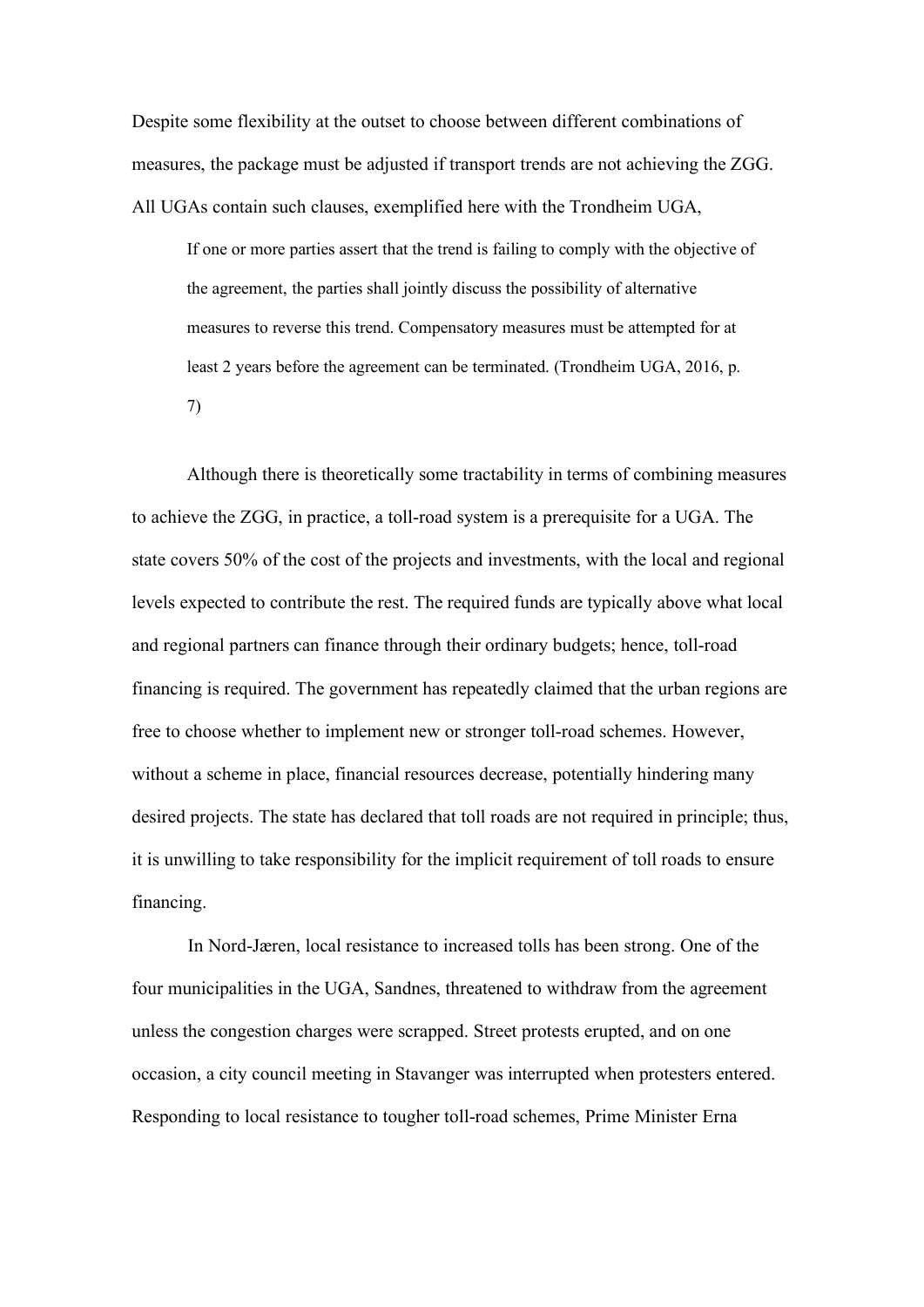Despite some flexibility at the outset to choose between different combinations of measures, the package must be adjusted if transport trends are not achieving the ZGG. All UGAs contain such clauses, exemplified here with the Trondheim UGA,

> If one or more parties assert that the trend is failing to comply with the objective of the agreement, the parties shall jointly discuss the possibility of alternative measures to reverse this trend. Compensatory measures must be attempted for at least 2 years before the agreement can be terminated. (Trondheim UGA, 2016, p. 7)

Although there is theoretically some tractability in terms of combining measures to achieve the ZGG, in practice, a toll-road system is a prerequisite for a UGA. The state covers 50% of the cost of the projects and investments, with the local and regional levels expected to contribute the rest. The required funds are typically above what local and regional partners can finance through their ordinary budgets; hence, toll-road financing is required. The government has repeatedly claimed that the urban regions are free to choose whether to implement new or stronger toll-road schemes. However, without a scheme in place, financial resources decrease, potentially hindering many desired projects. The state has declared that toll roads are not required in principle; thus, it is unwilling to take responsibility for the implicit requirement of toll roads to ensure financing.

In Nord-Jæren, local resistance to increased tolls has been strong. One of the four municipalities in the UGA, Sandnes, threatened to withdraw from the agreement unless the congestion charges were scrapped. Street protests erupted, and on one occasion, a city council meeting in Stavanger was interrupted when protesters entered. Responding to local resistance to tougher toll-road schemes, Prime Minister Erna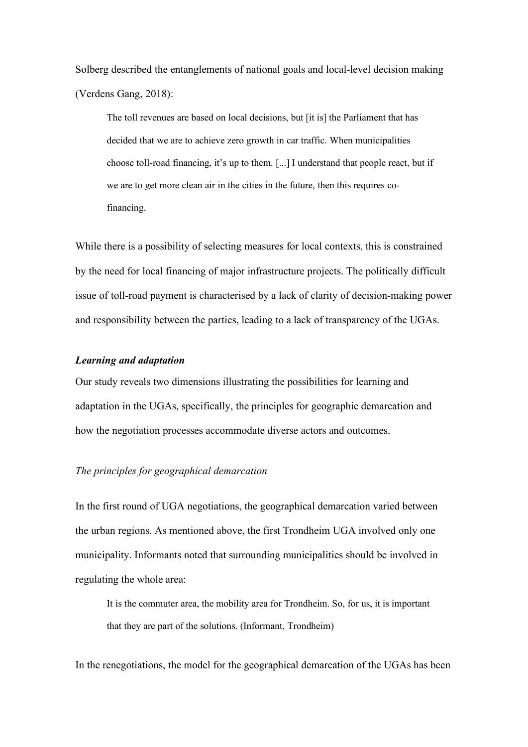Solberg described the entanglements of national goals and local-level decision making (Verdens Gang, 2018):

> The toll revenues are based on local decisions, but [it is] the Parliament that has decided that we are to achieve zero growth in car traffic. When municipalities choose toll-road financing, it's up to them. [...] I understand that people react, but if we are to get more clean air in the cities in the future, then this requires co-financing.

While there is a possibility of selecting measures for local contexts, this is constrained by the need for local financing of major infrastructure projects. The politically difficult issue of toll-road payment is characterised by a lack of clarity of decision-making power and responsibility between the parties, leading to a lack of transparency of the UGAs.

### *Learning and adaptation*

Our study reveals two dimensions illustrating the possibilities for learning and adaptation in the UGAs, specifically, the principles for geographic demarcation and how the negotiation processes accommodate diverse actors and outcomes.

#### *The principles for geographical demarcation*

In the first round of UGA negotiations, the geographical demarcation varied between the urban regions. As mentioned above, the first Trondheim UGA involved only one municipality. Informants noted that surrounding municipalities should be involved in regulating the whole area:

> It is the commuter area, the mobility area for Trondheim. So, for us, it is important that they are part of the solutions. (Informant, Trondheim)

In the renegotiations, the model for the geographical demarcation of the UGAs has been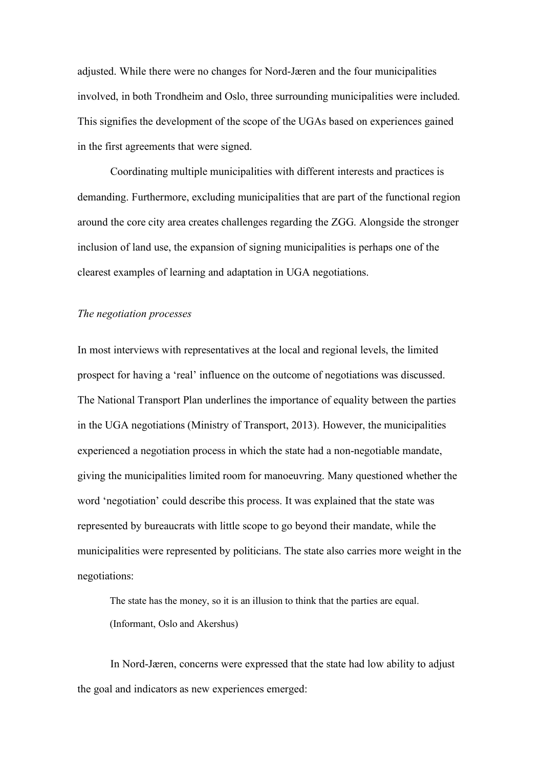adjusted. While there were no changes for Nord-Jæren and the four municipalities involved, in both Trondheim and Oslo, three surrounding municipalities were included. This signifies the development of the scope of the UGAs based on experiences gained in the first agreements that were signed.

Coordinating multiple municipalities with different interests and practices is demanding. Furthermore, excluding municipalities that are part of the functional region around the core city area creates challenges regarding the ZGG. Alongside the stronger inclusion of land use, the expansion of signing municipalities is perhaps one of the clearest examples of learning and adaptation in UGA negotiations.

*The negotiation processes*

In most interviews with representatives at the local and regional levels, the limited prospect for having a 'real' influence on the outcome of negotiations was discussed. The National Transport Plan underlines the importance of equality between the parties in the UGA negotiations (Ministry of Transport, 2013). However, the municipalities experienced a negotiation process in which the state had a non-negotiable mandate, giving the municipalities limited room for manoeuvring. Many questioned whether the word 'negotiation' could describe this process. It was explained that the state was represented by bureaucrats with little scope to go beyond their mandate, while the municipalities were represented by politicians. The state also carries more weight in the negotiations:

> The state has the money, so it is an illusion to think that the parties are equal. (Informant, Oslo and Akershus)

In Nord-Jæren, concerns were expressed that the state had low ability to adjust the goal and indicators as new experiences emerged: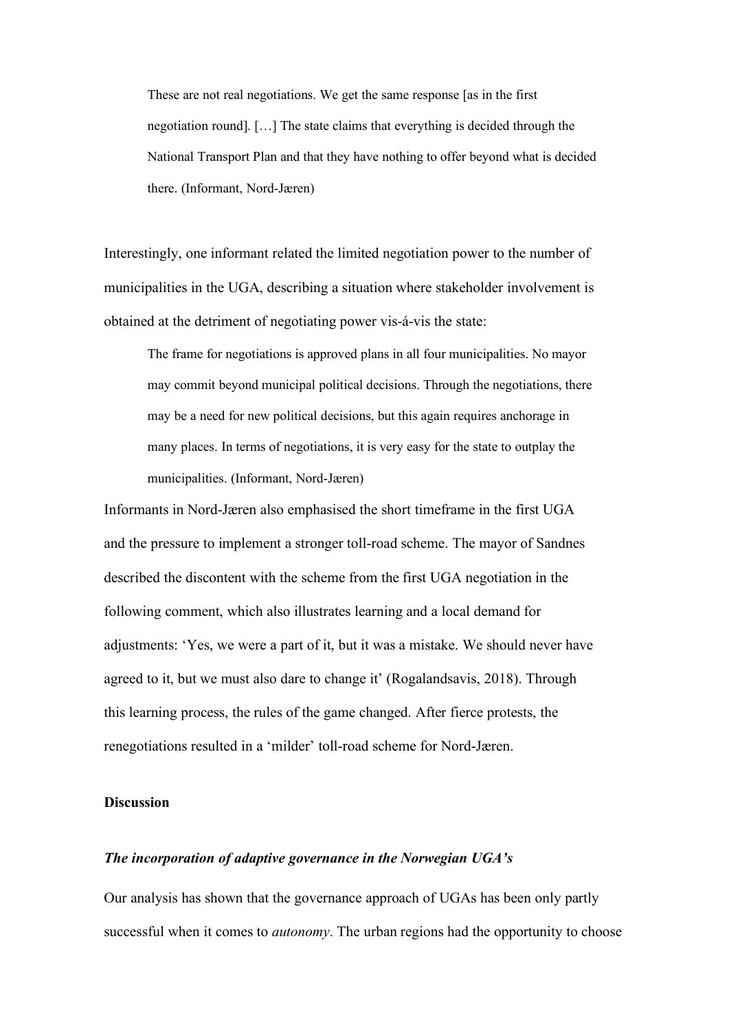> These are not real negotiations. We get the same response [as in the first negotiation round]. […] The state claims that everything is decided through the National Transport Plan and that they have nothing to offer beyond what is decided there. (Informant, Nord-Jæren)

Interestingly, one informant related the limited negotiation power to the number of municipalities in the UGA, describing a situation where stakeholder involvement is obtained at the detriment of negotiating power vis-á-vis the state:

> The frame for negotiations is approved plans in all four municipalities. No mayor may commit beyond municipal political decisions. Through the negotiations, there may be a need for new political decisions, but this again requires anchorage in many places. In terms of negotiations, it is very easy for the state to outplay the municipalities. (Informant, Nord-Jæren)

Informants in Nord-Jæren also emphasised the short timeframe in the first UGA and the pressure to implement a stronger toll-road scheme. The mayor of Sandnes described the discontent with the scheme from the first UGA negotiation in the following comment, which also illustrates learning and a local demand for adjustments: 'Yes, we were a part of it, but it was a mistake. We should never have agreed to it, but we must also dare to change it' (Rogalandsavis, 2018). Through this learning process, the rules of the game changed. After fierce protests, the renegotiations resulted in a 'milder' toll-road scheme for Nord-Jæren.

## Discussion

### *The incorporation of adaptive governance in the Norwegian UGA's*

Our analysis has shown that the governance approach of UGAs has been only partly successful when it comes to *autonomy*. The urban regions had the opportunity to choose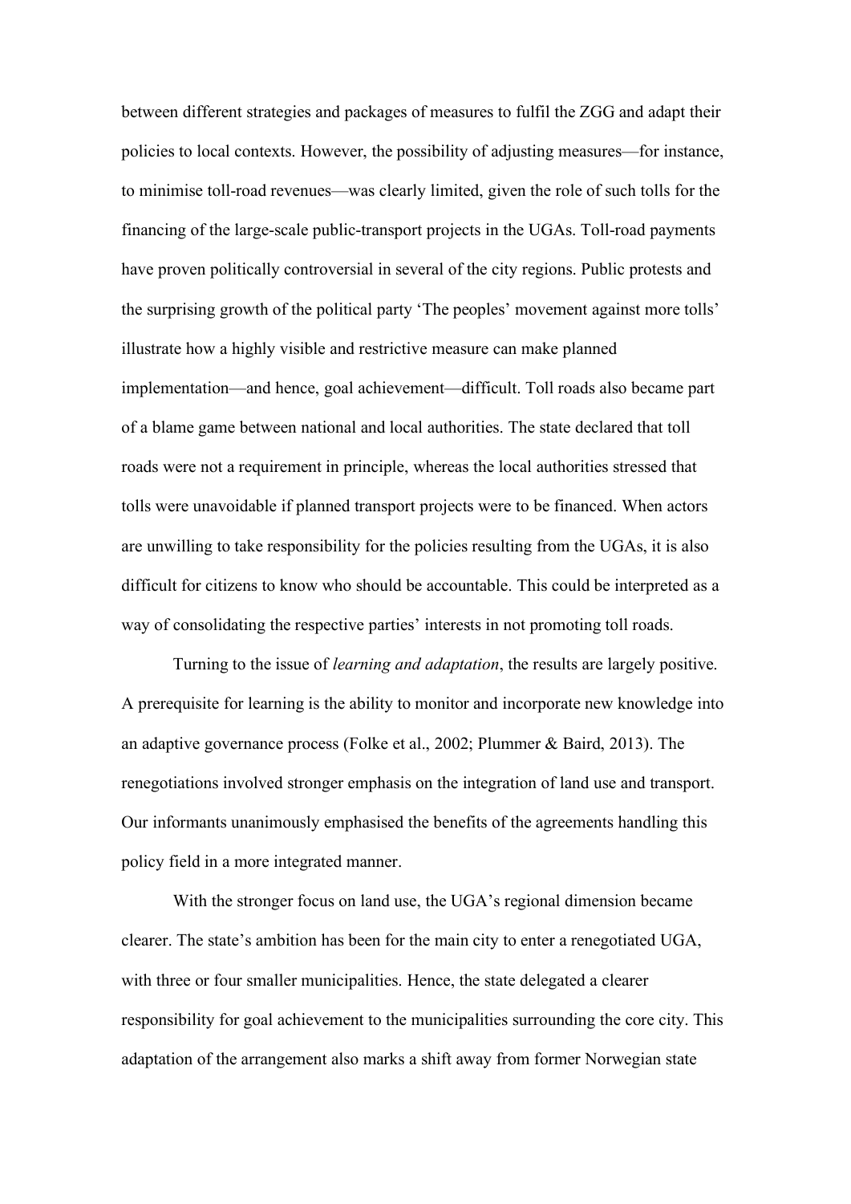between different strategies and packages of measures to fulfil the ZGG and adapt their policies to local contexts. However, the possibility of adjusting measures—for instance, to minimise toll-road revenues—was clearly limited, given the role of such tolls for the financing of the large-scale public-transport projects in the UGAs. Toll-road payments have proven politically controversial in several of the city regions. Public protests and the surprising growth of the political party 'The peoples' movement against more tolls' illustrate how a highly visible and restrictive measure can make planned implementation—and hence, goal achievement—difficult. Toll roads also became part of a blame game between national and local authorities. The state declared that toll roads were not a requirement in principle, whereas the local authorities stressed that tolls were unavoidable if planned transport projects were to be financed. When actors are unwilling to take responsibility for the policies resulting from the UGAs, it is also difficult for citizens to know who should be accountable. This could be interpreted as a way of consolidating the respective parties' interests in not promoting toll roads.

Turning to the issue of *learning and adaptation*, the results are largely positive. A prerequisite for learning is the ability to monitor and incorporate new knowledge into an adaptive governance process (Folke et al., 2002; Plummer & Baird, 2013). The renegotiations involved stronger emphasis on the integration of land use and transport. Our informants unanimously emphasised the benefits of the agreements handling this policy field in a more integrated manner.

With the stronger focus on land use, the UGA's regional dimension became clearer. The state's ambition has been for the main city to enter a renegotiated UGA, with three or four smaller municipalities. Hence, the state delegated a clearer responsibility for goal achievement to the municipalities surrounding the core city. This adaptation of the arrangement also marks a shift away from former Norwegian state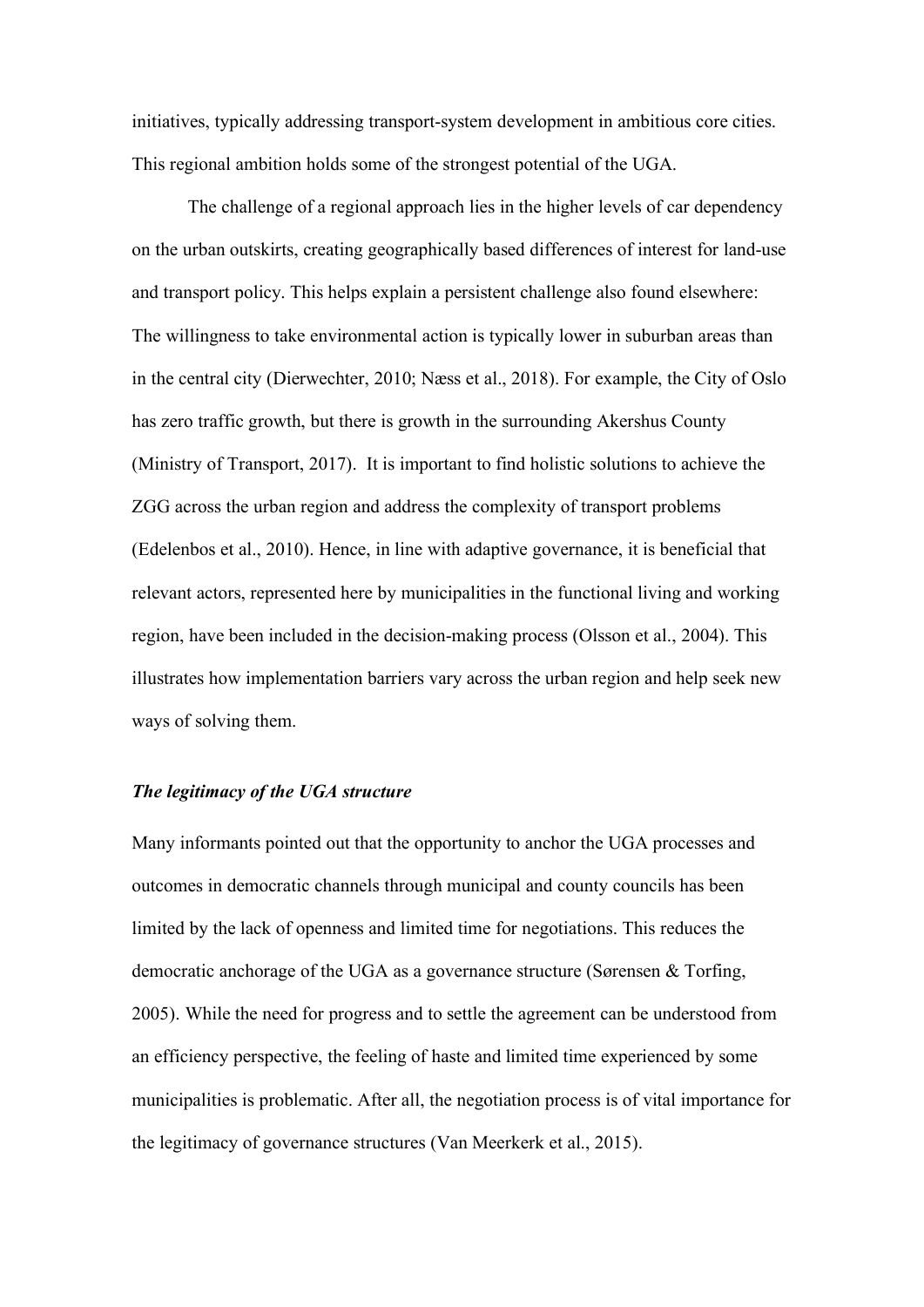initiatives, typically addressing transport-system development in ambitious core cities. This regional ambition holds some of the strongest potential of the UGA.

The challenge of a regional approach lies in the higher levels of car dependency on the urban outskirts, creating geographically based differences of interest for land-use and transport policy. This helps explain a persistent challenge also found elsewhere: The willingness to take environmental action is typically lower in suburban areas than in the central city (Dierwechter, 2010; Næss et al., 2018). For example, the City of Oslo has zero traffic growth, but there is growth in the surrounding Akershus County (Ministry of Transport, 2017). It is important to find holistic solutions to achieve the ZGG across the urban region and address the complexity of transport problems (Edelenbos et al., 2010). Hence, in line with adaptive governance, it is beneficial that relevant actors, represented here by municipalities in the functional living and working region, have been included in the decision-making process (Olsson et al., 2004). This illustrates how implementation barriers vary across the urban region and help seek new ways of solving them.

### *The legitimacy of the UGA structure*

Many informants pointed out that the opportunity to anchor the UGA processes and outcomes in democratic channels through municipal and county councils has been limited by the lack of openness and limited time for negotiations. This reduces the democratic anchorage of the UGA as a governance structure (Sørensen & Torfing, 2005). While the need for progress and to settle the agreement can be understood from an efficiency perspective, the feeling of haste and limited time experienced by some municipalities is problematic. After all, the negotiation process is of vital importance for the legitimacy of governance structures (Van Meerkerk et al., 2015).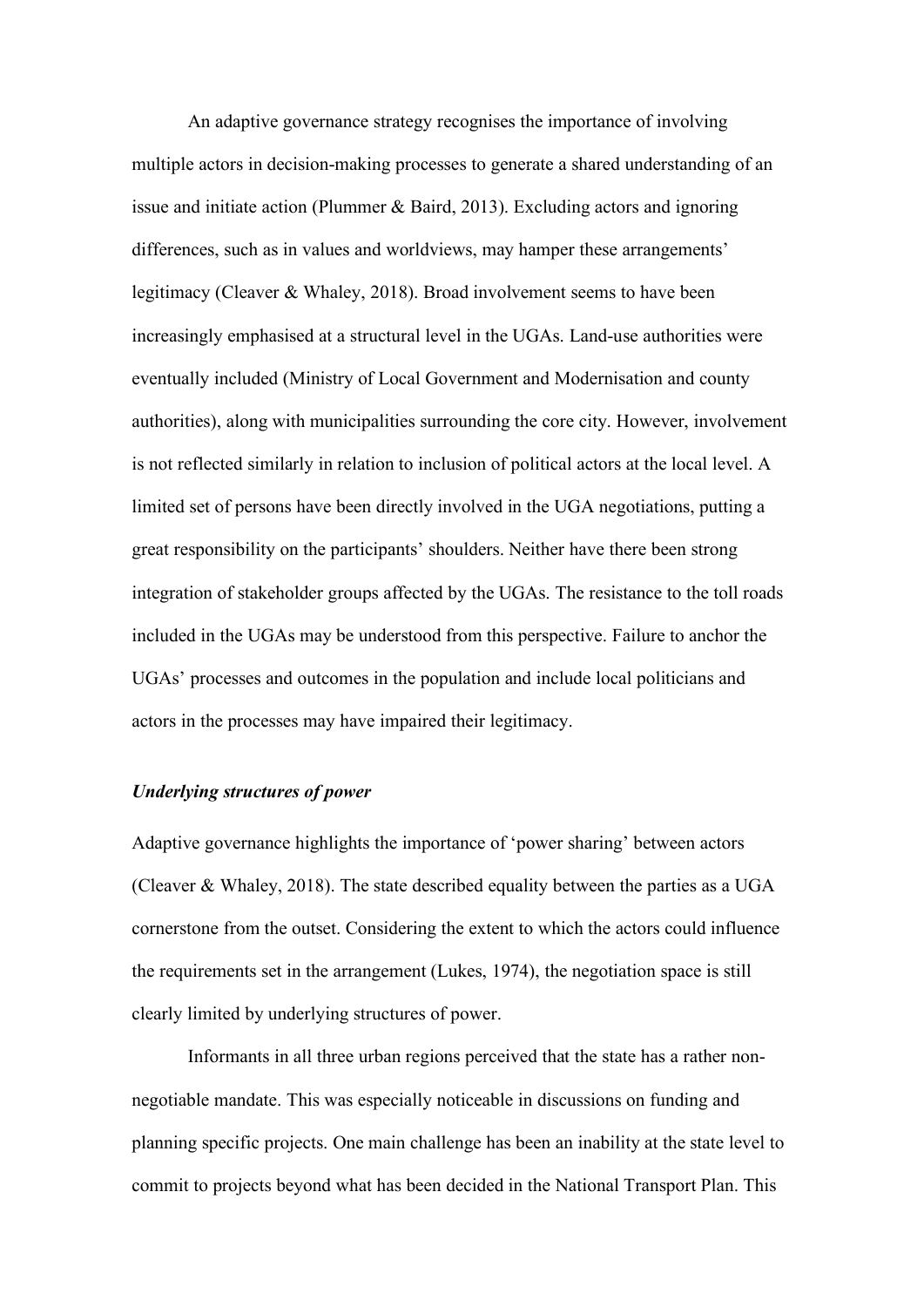An adaptive governance strategy recognises the importance of involving multiple actors in decision-making processes to generate a shared understanding of an issue and initiate action (Plummer & Baird, 2013). Excluding actors and ignoring differences, such as in values and worldviews, may hamper these arrangements' legitimacy (Cleaver & Whaley, 2018). Broad involvement seems to have been increasingly emphasised at a structural level in the UGAs. Land-use authorities were eventually included (Ministry of Local Government and Modernisation and county authorities), along with municipalities surrounding the core city. However, involvement is not reflected similarly in relation to inclusion of political actors at the local level. A limited set of persons have been directly involved in the UGA negotiations, putting a great responsibility on the participants' shoulders. Neither have there been strong integration of stakeholder groups affected by the UGAs. The resistance to the toll roads included in the UGAs may be understood from this perspective. Failure to anchor the UGAs' processes and outcomes in the population and include local politicians and actors in the processes may have impaired their legitimacy.

### *Underlying structures of power*

Adaptive governance highlights the importance of 'power sharing' between actors (Cleaver & Whaley, 2018). The state described equality between the parties as a UGA cornerstone from the outset. Considering the extent to which the actors could influence the requirements set in the arrangement (Lukes, 1974), the negotiation space is still clearly limited by underlying structures of power.

Informants in all three urban regions perceived that the state has a rather non-negotiable mandate. This was especially noticeable in discussions on funding and planning specific projects. One main challenge has been an inability at the state level to commit to projects beyond what has been decided in the National Transport Plan. This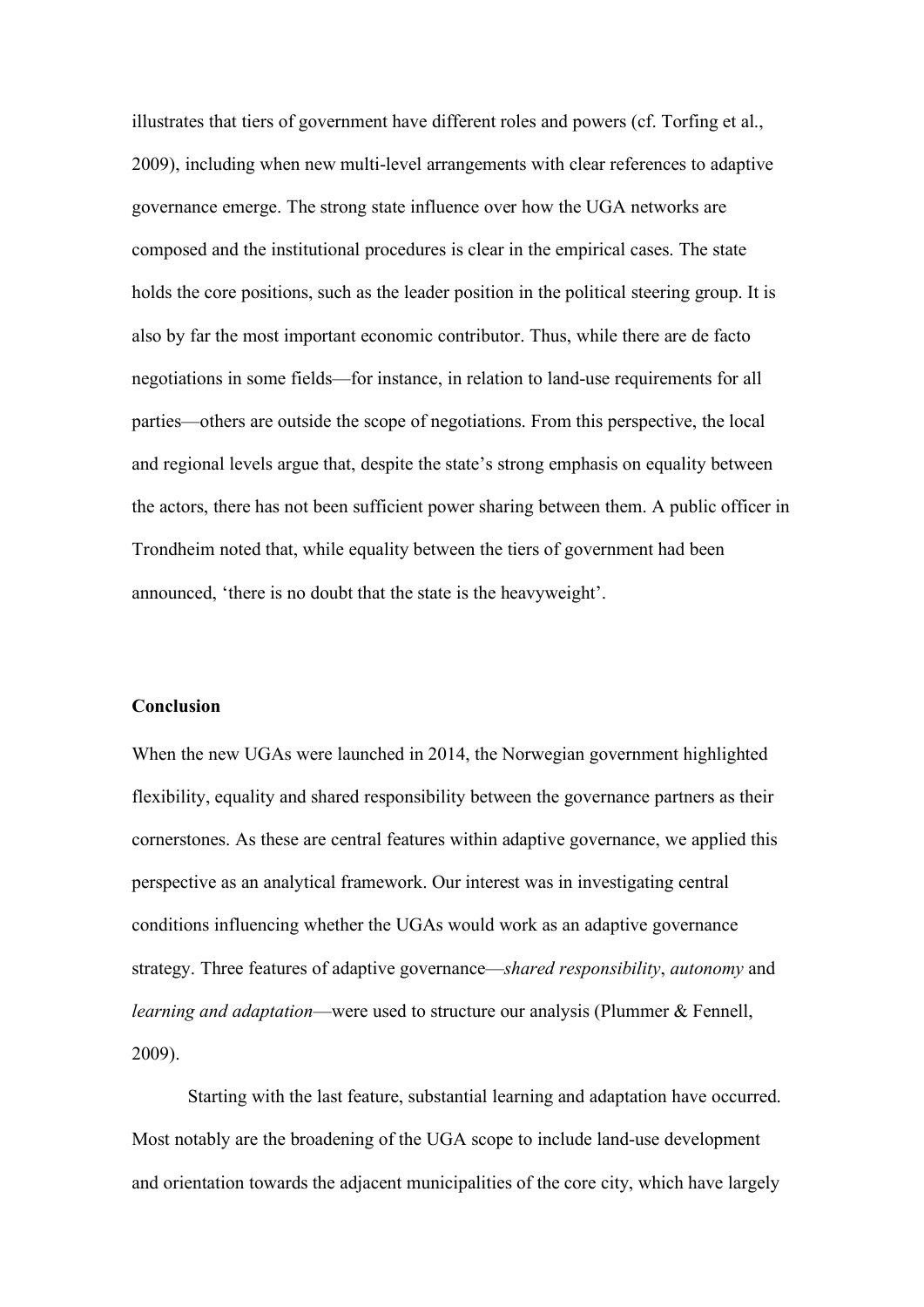illustrates that tiers of government have different roles and powers (cf. Torfing et al., 2009), including when new multi-level arrangements with clear references to adaptive governance emerge. The strong state influence over how the UGA networks are composed and the institutional procedures is clear in the empirical cases. The state holds the core positions, such as the leader position in the political steering group. It is also by far the most important economic contributor. Thus, while there are de facto negotiations in some fields—for instance, in relation to land-use requirements for all parties—others are outside the scope of negotiations. From this perspective, the local and regional levels argue that, despite the state's strong emphasis on equality between the actors, there has not been sufficient power sharing between them. A public officer in Trondheim noted that, while equality between the tiers of government had been announced, 'there is no doubt that the state is the heavyweight'.

## Conclusion

When the new UGAs were launched in 2014, the Norwegian government highlighted flexibility, equality and shared responsibility between the governance partners as their cornerstones. As these are central features within adaptive governance, we applied this perspective as an analytical framework. Our interest was in investigating central conditions influencing whether the UGAs would work as an adaptive governance strategy. Three features of adaptive governance—*shared responsibility*, *autonomy* and *learning and adaptation*—were used to structure our analysis (Plummer & Fennell, 2009).

Starting with the last feature, substantial learning and adaptation have occurred. Most notably are the broadening of the UGA scope to include land-use development and orientation towards the adjacent municipalities of the core city, which have largely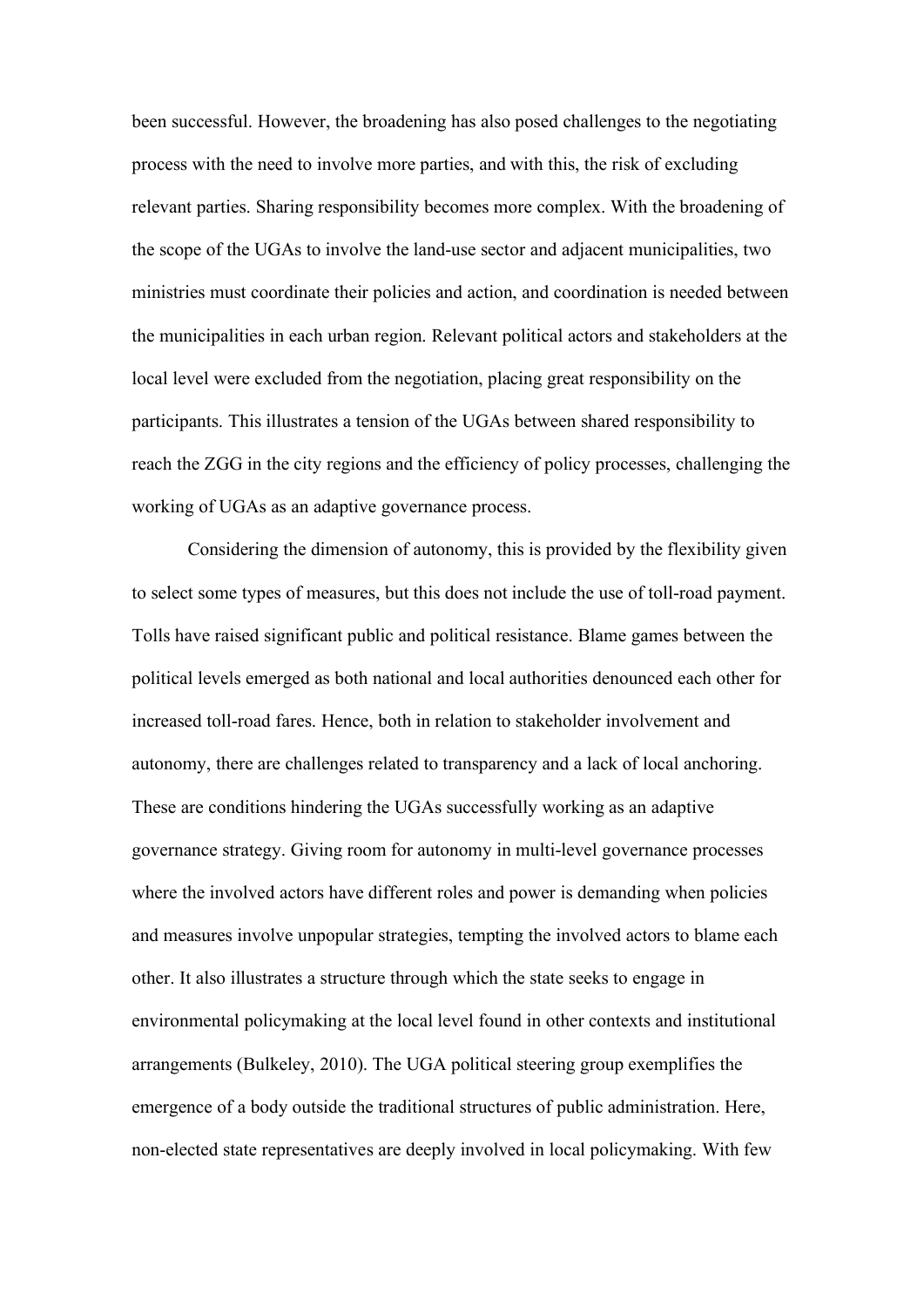been successful. However, the broadening has also posed challenges to the negotiating process with the need to involve more parties, and with this, the risk of excluding relevant parties. Sharing responsibility becomes more complex. With the broadening of the scope of the UGAs to involve the land-use sector and adjacent municipalities, two ministries must coordinate their policies and action, and coordination is needed between the municipalities in each urban region. Relevant political actors and stakeholders at the local level were excluded from the negotiation, placing great responsibility on the participants. This illustrates a tension of the UGAs between shared responsibility to reach the ZGG in the city regions and the efficiency of policy processes, challenging the working of UGAs as an adaptive governance process.

Considering the dimension of autonomy, this is provided by the flexibility given to select some types of measures, but this does not include the use of toll-road payment. Tolls have raised significant public and political resistance. Blame games between the political levels emerged as both national and local authorities denounced each other for increased toll-road fares. Hence, both in relation to stakeholder involvement and autonomy, there are challenges related to transparency and a lack of local anchoring. These are conditions hindering the UGAs successfully working as an adaptive governance strategy. Giving room for autonomy in multi-level governance processes where the involved actors have different roles and power is demanding when policies and measures involve unpopular strategies, tempting the involved actors to blame each other. It also illustrates a structure through which the state seeks to engage in environmental policymaking at the local level found in other contexts and institutional arrangements (Bulkeley, 2010). The UGA political steering group exemplifies the emergence of a body outside the traditional structures of public administration. Here, non-elected state representatives are deeply involved in local policymaking. With few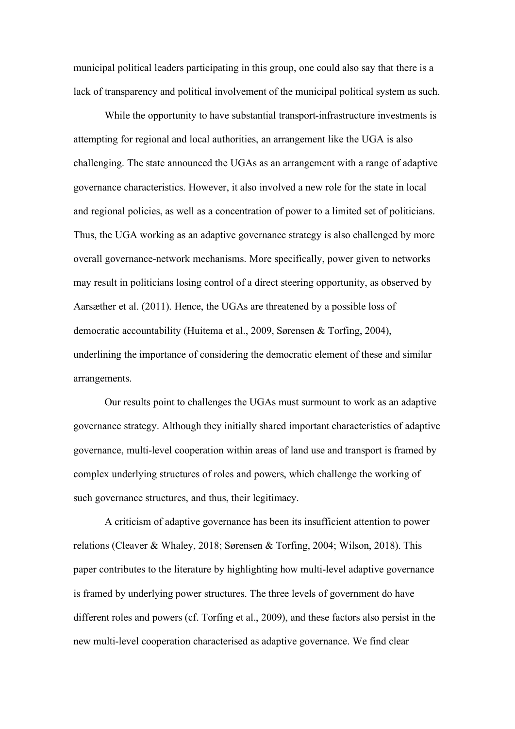municipal political leaders participating in this group, one could also say that there is a lack of transparency and political involvement of the municipal political system as such.

While the opportunity to have substantial transport-infrastructure investments is attempting for regional and local authorities, an arrangement like the UGA is also challenging. The state announced the UGAs as an arrangement with a range of adaptive governance characteristics. However, it also involved a new role for the state in local and regional policies, as well as a concentration of power to a limited set of politicians. Thus, the UGA working as an adaptive governance strategy is also challenged by more overall governance-network mechanisms. More specifically, power given to networks may result in politicians losing control of a direct steering opportunity, as observed by Aarsæther et al. (2011). Hence, the UGAs are threatened by a possible loss of democratic accountability (Huitema et al., 2009, Sørensen & Torfing, 2004), underlining the importance of considering the democratic element of these and similar arrangements.

Our results point to challenges the UGAs must surmount to work as an adaptive governance strategy. Although they initially shared important characteristics of adaptive governance, multi-level cooperation within areas of land use and transport is framed by complex underlying structures of roles and powers, which challenge the working of such governance structures, and thus, their legitimacy.

A criticism of adaptive governance has been its insufficient attention to power relations (Cleaver & Whaley, 2018; Sørensen & Torfing, 2004; Wilson, 2018). This paper contributes to the literature by highlighting how multi-level adaptive governance is framed by underlying power structures. The three levels of government do have different roles and powers (cf. Torfing et al., 2009), and these factors also persist in the new multi-level cooperation characterised as adaptive governance. We find clear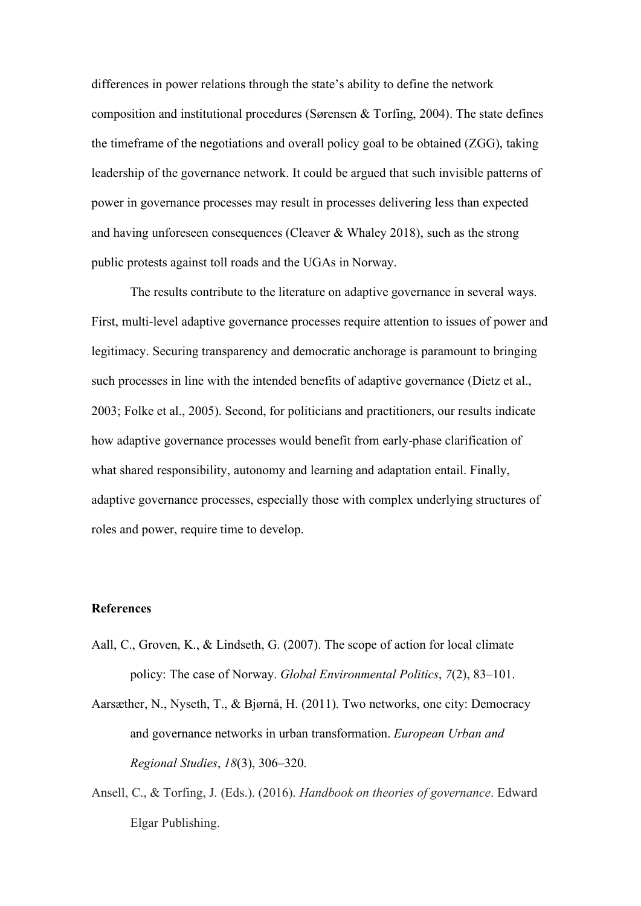differences in power relations through the state's ability to define the network composition and institutional procedures (Sørensen & Torfing, 2004). The state defines the timeframe of the negotiations and overall policy goal to be obtained (ZGG), taking leadership of the governance network. It could be argued that such invisible patterns of power in governance processes may result in processes delivering less than expected and having unforeseen consequences (Cleaver & Whaley 2018), such as the strong public protests against toll roads and the UGAs in Norway.

The results contribute to the literature on adaptive governance in several ways. First, multi-level adaptive governance processes require attention to issues of power and legitimacy. Securing transparency and democratic anchorage is paramount to bringing such processes in line with the intended benefits of adaptive governance (Dietz et al., 2003; Folke et al., 2005). Second, for politicians and practitioners, our results indicate how adaptive governance processes would benefit from early-phase clarification of what shared responsibility, autonomy and learning and adaptation entail. Finally, adaptive governance processes, especially those with complex underlying structures of roles and power, require time to develop.

**References**

Aall, C., Groven, K., & Lindseth, G. (2007). The scope of action for local climate policy: The case of Norway. *Global Environmental Politics*, *7*(2), 83–101.

Aarsæther, N., Nyseth, T., & Bjørnå, H. (2011). Two networks, one city: Democracy and governance networks in urban transformation. *European Urban and Regional Studies*, *18*(3), 306–320.

Ansell, C., & Torfing, J. (Eds.). (2016). *Handbook on theories of governance*. Edward Elgar Publishing.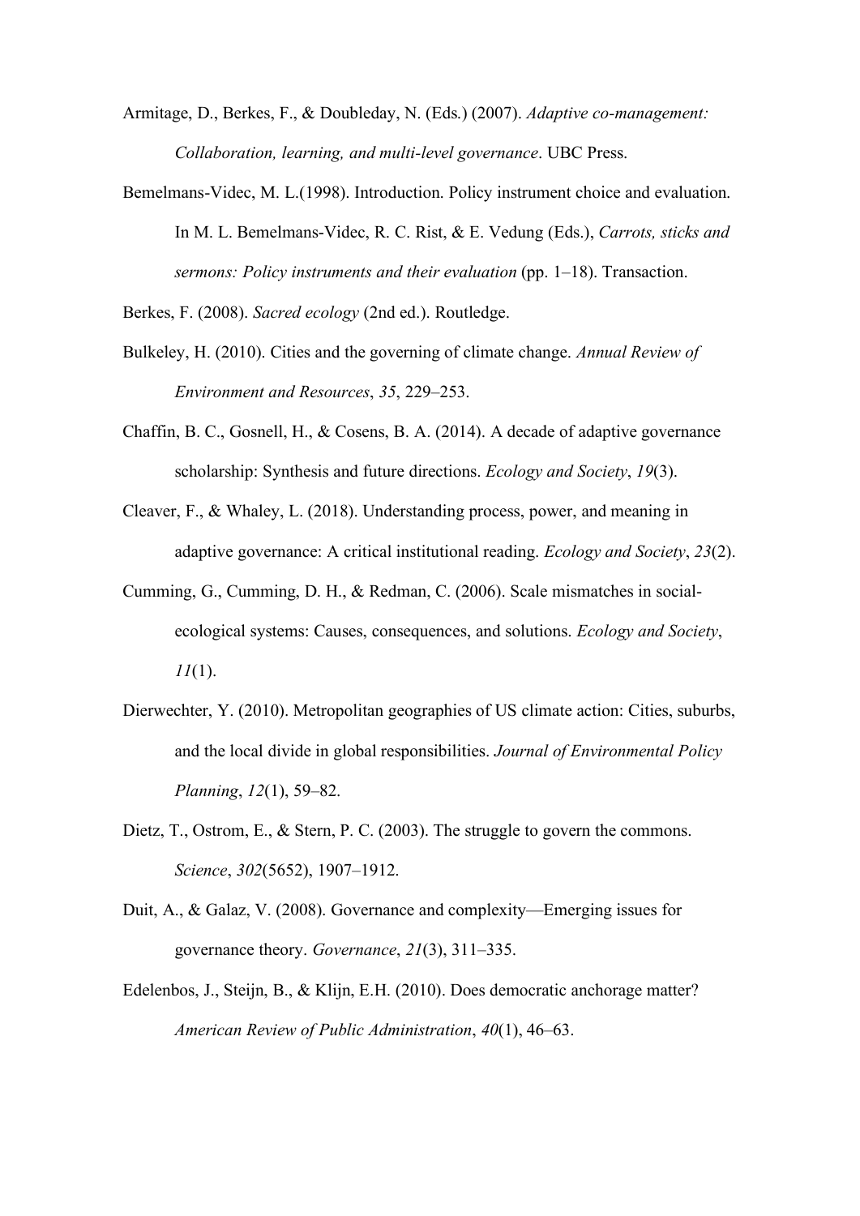Armitage, D., Berkes, F., & Doubleday, N. (Eds.) (2007). *Adaptive co-management: Collaboration, learning, and multi-level governance*. UBC Press.

Bemelmans-Videc, M. L.(1998). Introduction. Policy instrument choice and evaluation. In M. L. Bemelmans-Videc, R. C. Rist, & E. Vedung (Eds.), *Carrots, sticks and sermons: Policy instruments and their evaluation* (pp. 1–18). Transaction.

Berkes, F. (2008). *Sacred ecology* (2nd ed.). Routledge.

Bulkeley, H. (2010). Cities and the governing of climate change. *Annual Review of Environment and Resources*, *35*, 229–253.

Chaffin, B. C., Gosnell, H., & Cosens, B. A. (2014). A decade of adaptive governance scholarship: Synthesis and future directions. *Ecology and Society*, *19*(3).

Cleaver, F., & Whaley, L. (2018). Understanding process, power, and meaning in adaptive governance: A critical institutional reading. *Ecology and Society*, *23*(2).

Cumming, G., Cumming, D. H., & Redman, C. (2006). Scale mismatches in social-ecological systems: Causes, consequences, and solutions. *Ecology and Society*, *11*(1).

Dierwechter, Y. (2010). Metropolitan geographies of US climate action: Cities, suburbs, and the local divide in global responsibilities. *Journal of Environmental Policy Planning*, *12*(1), 59–82.

Dietz, T., Ostrom, E., & Stern, P. C. (2003). The struggle to govern the commons. *Science*, *302*(5652), 1907–1912.

Duit, A., & Galaz, V. (2008). Governance and complexity—Emerging issues for governance theory. *Governance*, *21*(3), 311–335.

Edelenbos, J., Steijn, B., & Klijn, E.H. (2010). Does democratic anchorage matter? *American Review of Public Administration*, *40*(1), 46–63.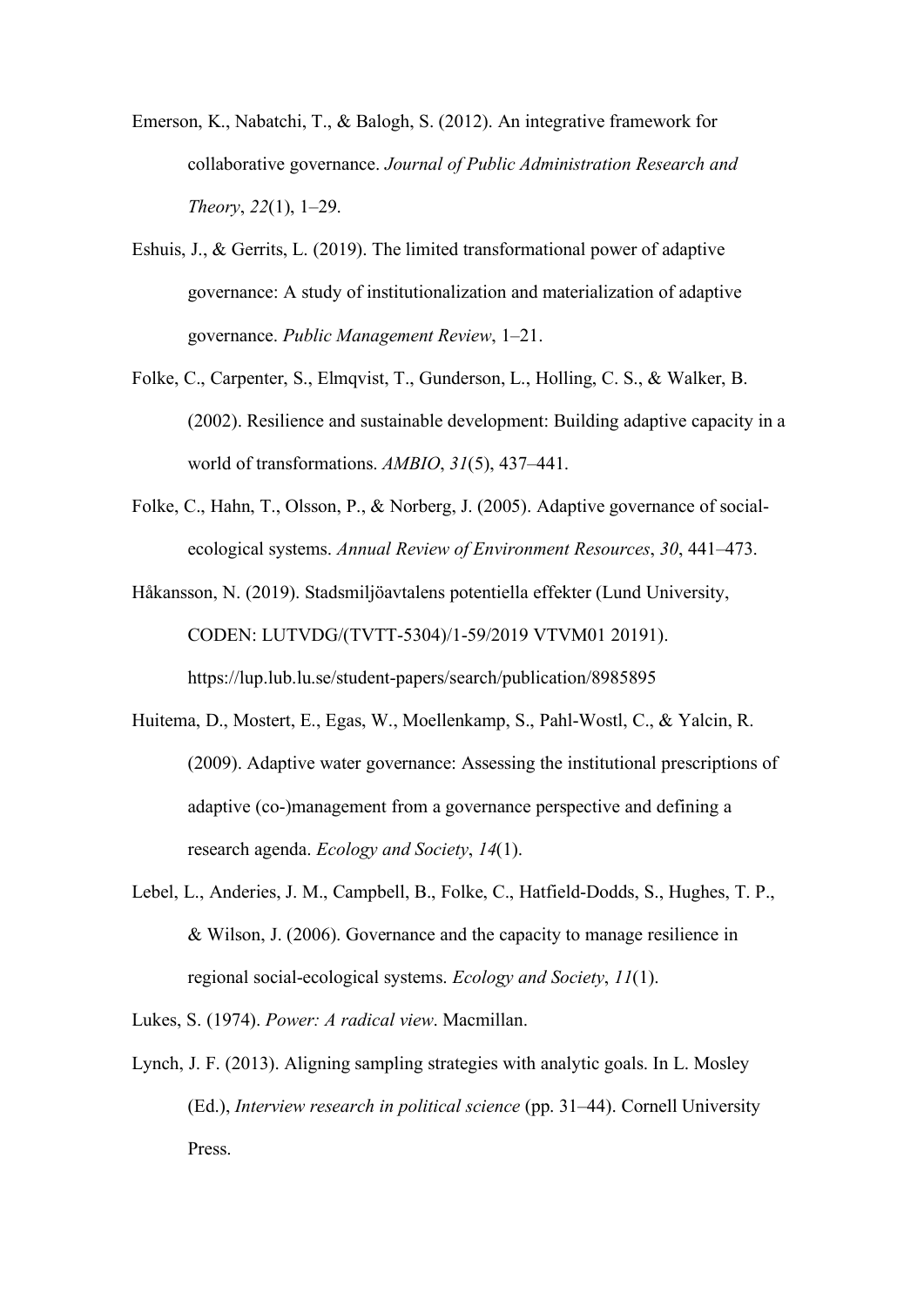Emerson, K., Nabatchi, T., & Balogh, S. (2012). An integrative framework for collaborative governance. *Journal of Public Administration Research and Theory*, *22*(1), 1–29.

Eshuis, J., & Gerrits, L. (2019). The limited transformational power of adaptive governance: A study of institutionalization and materialization of adaptive governance. *Public Management Review*, 1–21.

Folke, C., Carpenter, S., Elmqvist, T., Gunderson, L., Holling, C. S., & Walker, B. (2002). Resilience and sustainable development: Building adaptive capacity in a world of transformations. *AMBIO*, *31*(5), 437–441.

Folke, C., Hahn, T., Olsson, P., & Norberg, J. (2005). Adaptive governance of social-ecological systems. *Annual Review of Environment Resources*, *30*, 441–473.

Håkansson, N. (2019). Stadsmiljöavtalens potentiella effekter (Lund University, CODEN: LUTVDG/(TVTT-5304)/1-59/2019 VTVM01 20191). https://lup.lub.lu.se/student-papers/search/publication/8985895

Huitema, D., Mostert, E., Egas, W., Moellenkamp, S., Pahl-Wostl, C., & Yalcin, R. (2009). Adaptive water governance: Assessing the institutional prescriptions of adaptive (co-)management from a governance perspective and defining a research agenda. *Ecology and Society*, *14*(1).

Lebel, L., Anderies, J. M., Campbell, B., Folke, C., Hatfield-Dodds, S., Hughes, T. P., & Wilson, J. (2006). Governance and the capacity to manage resilience in regional social-ecological systems. *Ecology and Society*, *11*(1).

Lukes, S. (1974). *Power: A radical view*. Macmillan.

Lynch, J. F. (2013). Aligning sampling strategies with analytic goals. In L. Mosley (Ed.), *Interview research in political science* (pp. 31–44). Cornell University Press.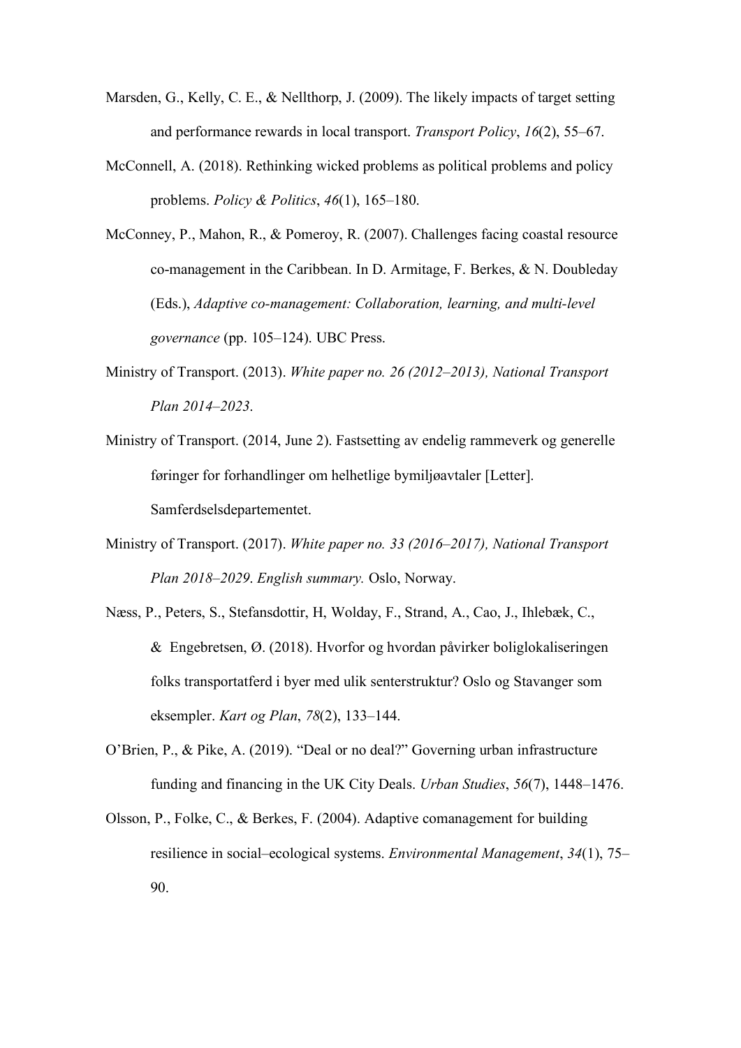Marsden, G., Kelly, C. E., & Nellthorp, J. (2009). The likely impacts of target setting and performance rewards in local transport. *Transport Policy*, *16*(2), 55–67.

McConnell, A. (2018). Rethinking wicked problems as political problems and policy problems. *Policy & Politics*, *46*(1), 165–180.

McConney, P., Mahon, R., & Pomeroy, R. (2007). Challenges facing coastal resource co-management in the Caribbean. In D. Armitage, F. Berkes, & N. Doubleday (Eds.), *Adaptive co-management: Collaboration, learning, and multi-level governance* (pp. 105–124). UBC Press.

Ministry of Transport. (2013). *White paper no. 26 (2012–2013), National Transport Plan 2014–2023*.

Ministry of Transport. (2014, June 2). Fastsetting av endelig rammeverk og generelle føringer for forhandlinger om helhetlige bymiljøavtaler [Letter]. Samferdselsdepartementet.

Ministry of Transport. (2017). *White paper no. 33 (2016–2017), National Transport Plan 2018–2029*. *English summary.* Oslo, Norway.

Næss, P., Peters, S., Stefansdottir, H, Wolday, F., Strand, A., Cao, J., Ihlebæk, C., & Engebretsen, Ø. (2018). Hvorfor og hvordan påvirker boliglokaliseringen folks transportatferd i byer med ulik senterstruktur? Oslo og Stavanger som eksempler. *Kart og Plan*, *78*(2), 133–144.

O'Brien, P., & Pike, A. (2019). "Deal or no deal?" Governing urban infrastructure funding and financing in the UK City Deals. *Urban Studies*, *56*(7), 1448–1476.

Olsson, P., Folke, C., & Berkes, F. (2004). Adaptive comanagement for building resilience in social–ecological systems. *Environmental Management*, *34*(1), 75–90.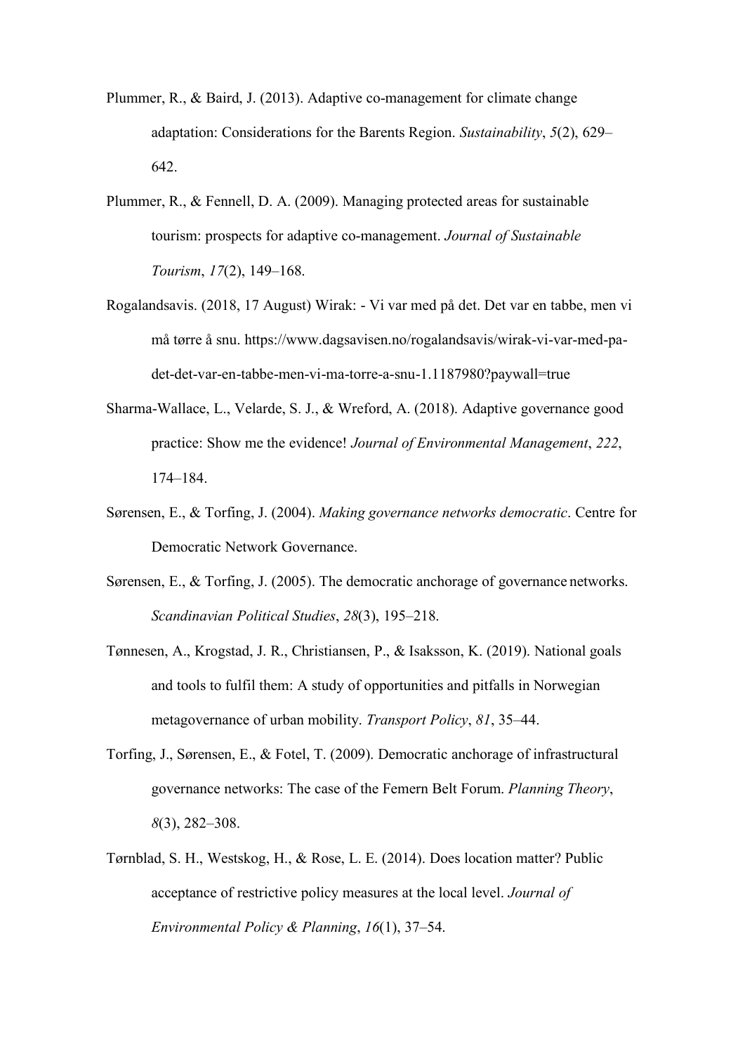Plummer, R., & Baird, J. (2013). Adaptive co-management for climate change adaptation: Considerations for the Barents Region. *Sustainability*, *5*(2), 629–642.

Plummer, R., & Fennell, D. A. (2009). Managing protected areas for sustainable tourism: prospects for adaptive co-management. *Journal of Sustainable Tourism*, *17*(2), 149–168.

Rogalandsavis. (2018, 17 August) Wirak: - Vi var med på det. Det var en tabbe, men vi må tørre å snu. https://www.dagsavisen.no/rogalandsavis/wirak-vi-var-med-pa-det-det-var-en-tabbe-men-vi-ma-torre-a-snu-1.1187980?paywall=true

Sharma-Wallace, L., Velarde, S. J., & Wreford, A. (2018). Adaptive governance good practice: Show me the evidence! *Journal of Environmental Management*, *222*, 174–184.

Sørensen, E., & Torfing, J. (2004). *Making governance networks democratic*. Centre for Democratic Network Governance.

Sørensen, E., & Torfing, J. (2005). The democratic anchorage of governance networks. *Scandinavian Political Studies*, *28*(3), 195–218.

Tønnesen, A., Krogstad, J. R., Christiansen, P., & Isaksson, K. (2019). National goals and tools to fulfil them: A study of opportunities and pitfalls in Norwegian metagovernance of urban mobility. *Transport Policy*, *81*, 35–44.

Torfing, J., Sørensen, E., & Fotel, T. (2009). Democratic anchorage of infrastructural governance networks: The case of the Femern Belt Forum. *Planning Theory*, *8*(3), 282–308.

Tørnblad, S. H., Westskog, H., & Rose, L. E. (2014). Does location matter? Public acceptance of restrictive policy measures at the local level. *Journal of Environmental Policy & Planning*, *16*(1), 37–54.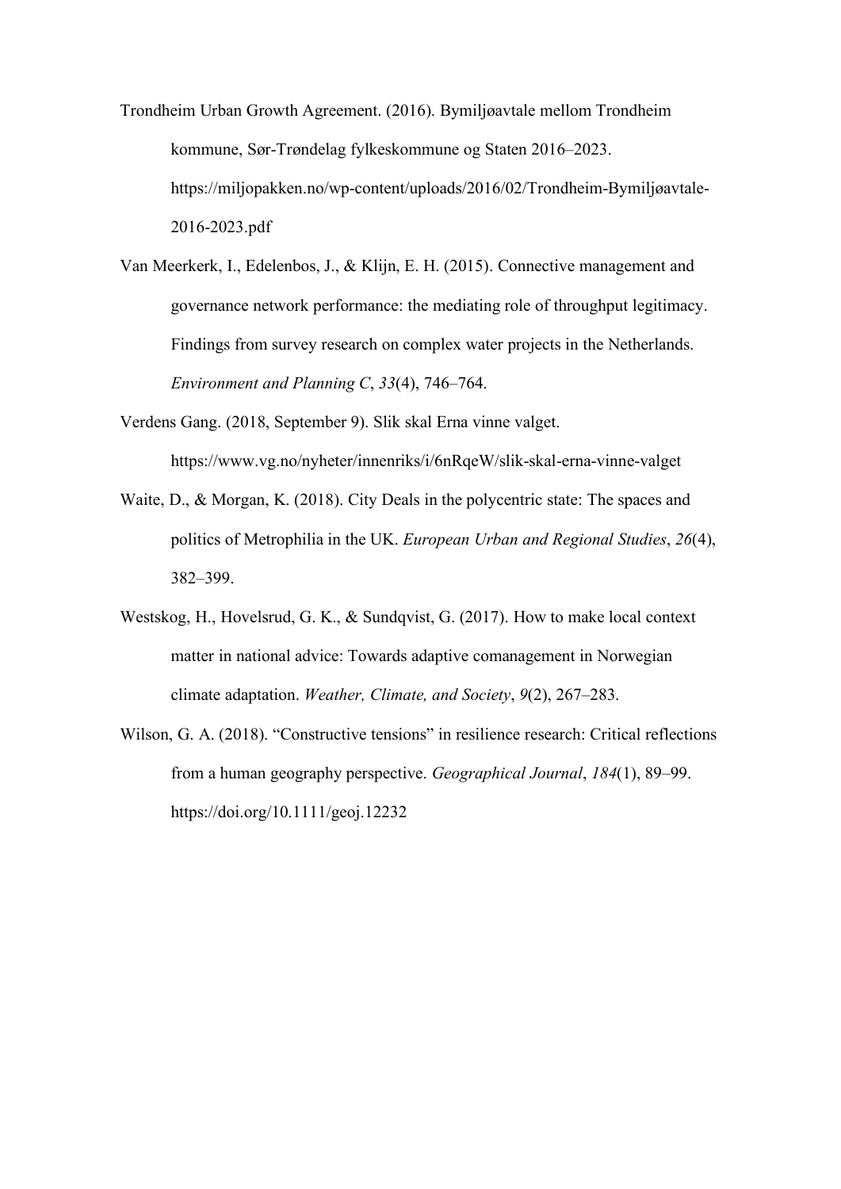Trondheim Urban Growth Agreement. (2016). Bymiljøavtale mellom Trondheim kommune, Sør-Trøndelag fylkeskommune og Staten 2016–2023. https://miljopakken.no/wp-content/uploads/2016/02/Trondheim-Bymiljøavtale-2016-2023.pdf

Van Meerkerk, I., Edelenbos, J., & Klijn, E. H. (2015). Connective management and governance network performance: the mediating role of throughput legitimacy. Findings from survey research on complex water projects in the Netherlands. *Environment and Planning C*, *33*(4), 746–764.

Verdens Gang. (2018, September 9). Slik skal Erna vinne valget. https://www.vg.no/nyheter/innenriks/i/6nRqeW/slik-skal-erna-vinne-valget

Waite, D., & Morgan, K. (2018). City Deals in the polycentric state: The spaces and politics of Metrophilia in the UK. *European Urban and Regional Studies*, *26*(4), 382–399.

Westskog, H., Hovelsrud, G. K., & Sundqvist, G. (2017). How to make local context matter in national advice: Towards adaptive comanagement in Norwegian climate adaptation. *Weather, Climate, and Society*, *9*(2), 267–283.

Wilson, G. A. (2018). "Constructive tensions" in resilience research: Critical reflections from a human geography perspective. *Geographical Journal*, *184*(1), 89–99. https://doi.org/10.1111/geoj.12232